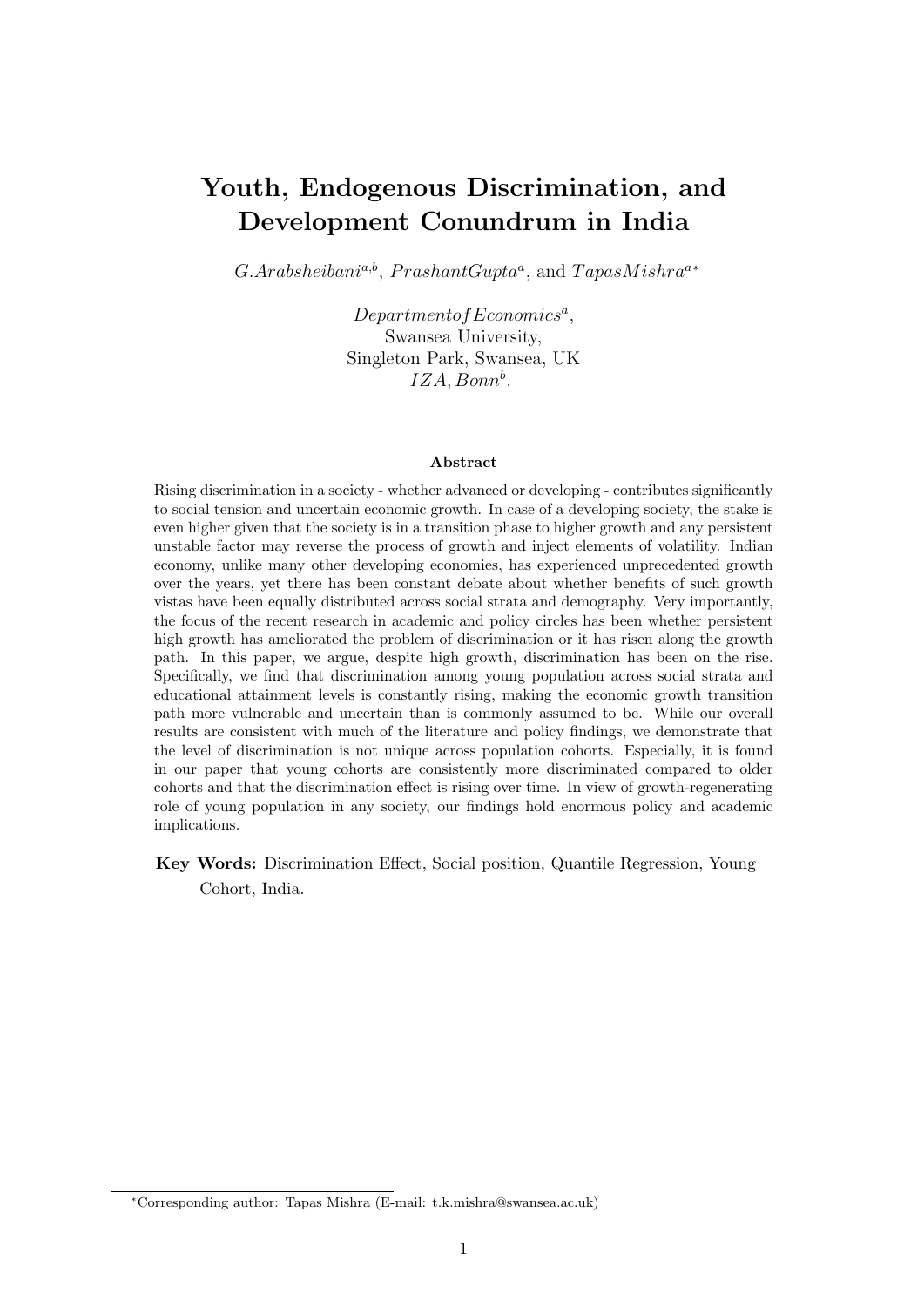# Youth, Endogenous Discrimination, and Development Conundrum in India

*G.Arabsheibani*[a,b], *PrashantGupta*[a], and *TapasMishra*[a*]

*DepartmentofEconomics*[a],
Swansea University,
Singleton Park, Swansea, UK
*IZA, Bonn*[b].

### Abstract

Rising discrimination in a society - whether advanced or developing - contributes significantly to social tension and uncertain economic growth. In case of a developing society, the stake is even higher given that the society is in a transition phase to higher growth and any persistent unstable factor may reverse the process of growth and inject elements of volatility. Indian economy, unlike many other developing economies, has experienced unprecedented growth over the years, yet there has been constant debate about whether benefits of such growth vistas have been equally distributed across social strata and demography. Very importantly, the focus of the recent research in academic and policy circles has been whether persistent high growth has ameliorated the problem of discrimination or it has risen along the growth path. In this paper, we argue, despite high growth, discrimination has been on the rise. Specifically, we find that discrimination among young population across social strata and educational attainment levels is constantly rising, making the economic growth transition path more vulnerable and uncertain than is commonly assumed to be. While our overall results are consistent with much of the literature and policy findings, we demonstrate that the level of discrimination is not unique across population cohorts. Especially, it is found in our paper that young cohorts are consistently more discriminated compared to older cohorts and that the discrimination effect is rising over time. In view of growth-regenerating role of young population in any society, our findings hold enormous policy and academic implications.

**Key Words:** Discrimination Effect, Social position, Quantile Regression, Young Cohort, India.

[*] Corresponding author: Tapas Mishra (E-mail: t.k.mishra@swansea.ac.uk)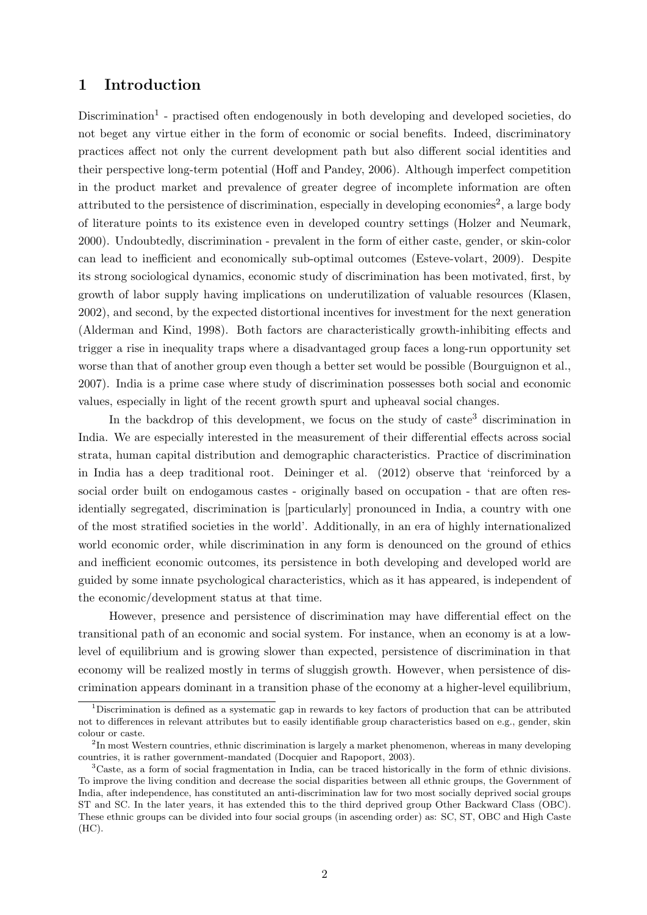# 1 Introduction

Discrimination[1] - practised often endogenously in both developing and developed societies, do not beget any virtue either in the form of economic or social benefits. Indeed, discriminatory practices affect not only the current development path but also different social identities and their perspective long-term potential (Hoff and Pandey, 2006). Although imperfect competition in the product market and prevalence of greater degree of incomplete information are often attributed to the persistence of discrimination, especially in developing economies[2], a large body of literature points to its existence even in developed country settings (Holzer and Neumark, 2000). Undoubtedly, discrimination - prevalent in the form of either caste, gender, or skin-color can lead to inefficient and economically sub-optimal outcomes (Esteve-volart, 2009). Despite its strong sociological dynamics, economic study of discrimination has been motivated, first, by growth of labor supply having implications on underutilization of valuable resources (Klasen, 2002), and second, by the expected distortional incentives for investment for the next generation (Alderman and Kind, 1998). Both factors are characteristically growth-inhibiting effects and trigger a rise in inequality traps where a disadvantaged group faces a long-run opportunity set worse than that of another group even though a better set would be possible (Bourguignon et al., 2007). India is a prime case where study of discrimination possesses both social and economic values, especially in light of the recent growth spurt and upheaval social changes.

In the backdrop of this development, we focus on the study of caste[3] discrimination in India. We are especially interested in the measurement of their differential effects across social strata, human capital distribution and demographic characteristics. Practice of discrimination in India has a deep traditional root. Deininger et al. (2012) observe that 'reinforced by a social order built on endogamous castes - originally based on occupation - that are often residentially segregated, discrimination is [particularly] pronounced in India, a country with one of the most stratified societies in the world'. Additionally, in an era of highly internationalized world economic order, while discrimination in any form is denounced on the ground of ethics and inefficient economic outcomes, its persistence in both developing and developed world are guided by some innate psychological characteristics, which as it has appeared, is independent of the economic/development status at that time.

However, presence and persistence of discrimination may have differential effect on the transitional path of an economic and social system. For instance, when an economy is at a low-level of equilibrium and is growing slower than expected, persistence of discrimination in that economy will be realized mostly in terms of sluggish growth. However, when persistence of discrimination appears dominant in a transition phase of the economy at a higher-level equilibrium,

[1] Discrimination is defined as a systematic gap in rewards to key factors of production that can be attributed not to differences in relevant attributes but to easily identifiable group characteristics based on e.g., gender, skin colour or caste.

[2] In most Western countries, ethnic discrimination is largely a market phenomenon, whereas in many developing countries, it is rather government-mandated (Docquier and Rapoport, 2003).

[3] Caste, as a form of social fragmentation in India, can be traced historically in the form of ethnic divisions. To improve the living condition and decrease the social disparities between all ethnic groups, the Government of India, after independence, has constituted an anti-discrimination law for two most socially deprived social groups ST and SC. In the later years, it has extended this to the third deprived group Other Backward Class (OBC). These ethnic groups can be divided into four social groups (in ascending order) as: SC, ST, OBC and High Caste (HC).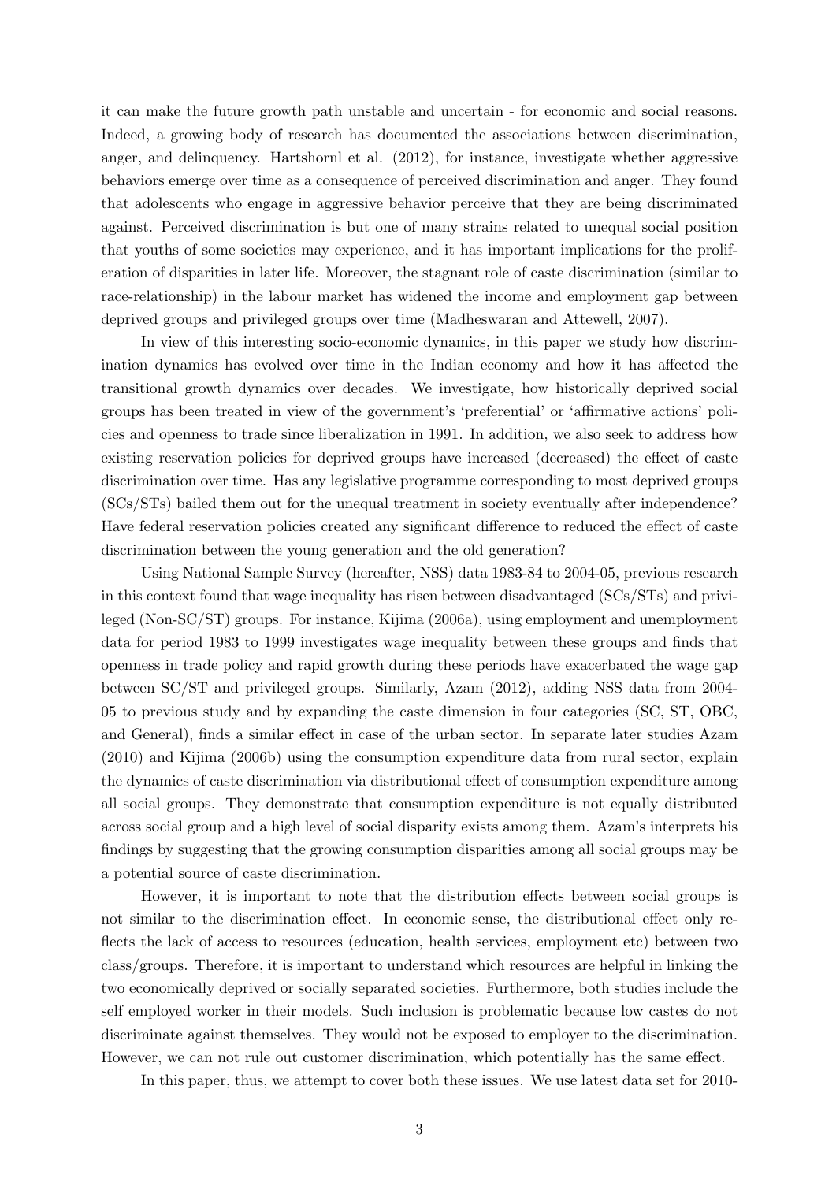it can make the future growth path unstable and uncertain - for economic and social reasons. Indeed, a growing body of research has documented the associations between discrimination, anger, and delinquency. Hartshornl et al. (2012), for instance, investigate whether aggressive behaviors emerge over time as a consequence of perceived discrimination and anger. They found that adolescents who engage in aggressive behavior perceive that they are being discriminated against. Perceived discrimination is but one of many strains related to unequal social position that youths of some societies may experience, and it has important implications for the proliferation of disparities in later life. Moreover, the stagnant role of caste discrimination (similar to race-relationship) in the labour market has widened the income and employment gap between deprived groups and privileged groups over time (Madheswaran and Attewell, 2007).

In view of this interesting socio-economic dynamics, in this paper we study how discrimination dynamics has evolved over time in the Indian economy and how it has affected the transitional growth dynamics over decades. We investigate, how historically deprived social groups has been treated in view of the government's 'preferential' or 'affirmative actions' policies and openness to trade since liberalization in 1991. In addition, we also seek to address how existing reservation policies for deprived groups have increased (decreased) the effect of caste discrimination over time. Has any legislative programme corresponding to most deprived groups (SCs/STs) bailed them out for the unequal treatment in society eventually after independence? Have federal reservation policies created any significant difference to reduced the effect of caste discrimination between the young generation and the old generation?

Using National Sample Survey (hereafter, NSS) data 1983-84 to 2004-05, previous research in this context found that wage inequality has risen between disadvantaged (SCs/STs) and privileged (Non-SC/ST) groups. For instance, Kijima (2006a), using employment and unemployment data for period 1983 to 1999 investigates wage inequality between these groups and finds that openness in trade policy and rapid growth during these periods have exacerbated the wage gap between SC/ST and privileged groups. Similarly, Azam (2012), adding NSS data from 2004-05 to previous study and by expanding the caste dimension in four categories (SC, ST, OBC, and General), finds a similar effect in case of the urban sector. In separate later studies Azam (2010) and Kijima (2006b) using the consumption expenditure data from rural sector, explain the dynamics of caste discrimination via distributional effect of consumption expenditure among all social groups. They demonstrate that consumption expenditure is not equally distributed across social group and a high level of social disparity exists among them. Azam's interprets his findings by suggesting that the growing consumption disparities among all social groups may be a potential source of caste discrimination.

However, it is important to note that the distribution effects between social groups is not similar to the discrimination effect. In economic sense, the distributional effect only reflects the lack of access to resources (education, health services, employment etc) between two class/groups. Therefore, it is important to understand which resources are helpful in linking the two economically deprived or socially separated societies. Furthermore, both studies include the self employed worker in their models. Such inclusion is problematic because low castes do not discriminate against themselves. They would not be exposed to employer to the discrimination. However, we can not rule out customer discrimination, which potentially has the same effect.

In this paper, thus, we attempt to cover both these issues. We use latest data set for 2010-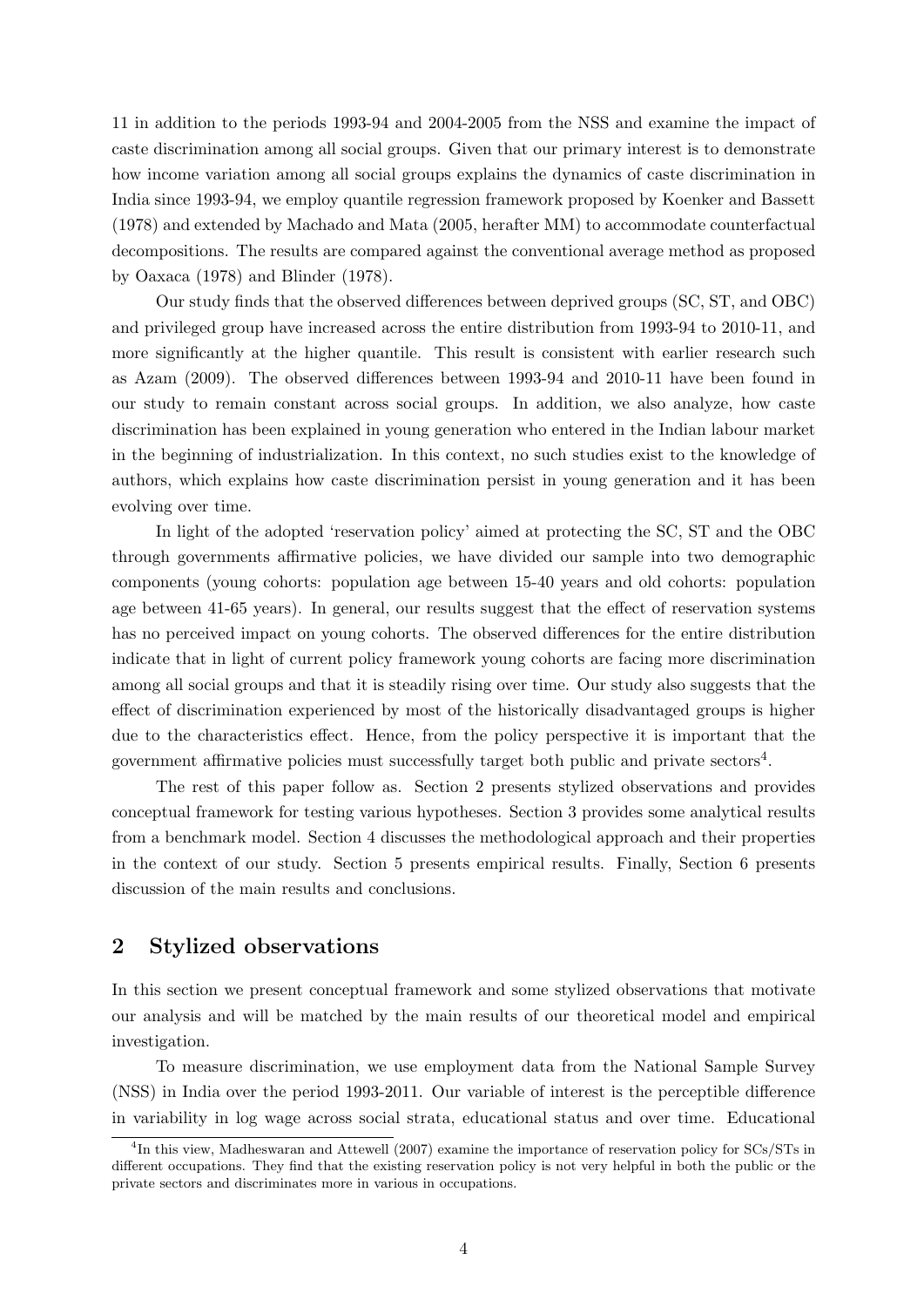11 in addition to the periods 1993-94 and 2004-2005 from the NSS and examine the impact of caste discrimination among all social groups. Given that our primary interest is to demonstrate how income variation among all social groups explains the dynamics of caste discrimination in India since 1993-94, we employ quantile regression framework proposed by Koenker and Bassett (1978) and extended by Machado and Mata (2005, herafter MM) to accommodate counterfactual decompositions. The results are compared against the conventional average method as proposed by Oaxaca (1978) and Blinder (1978).

Our study finds that the observed differences between deprived groups (SC, ST, and OBC) and privileged group have increased across the entire distribution from 1993-94 to 2010-11, and more significantly at the higher quantile. This result is consistent with earlier research such as Azam (2009). The observed differences between 1993-94 and 2010-11 have been found in our study to remain constant across social groups. In addition, we also analyze, how caste discrimination has been explained in young generation who entered in the Indian labour market in the beginning of industrialization. In this context, no such studies exist to the knowledge of authors, which explains how caste discrimination persist in young generation and it has been evolving over time.

In light of the adopted 'reservation policy' aimed at protecting the SC, ST and the OBC through governments affirmative policies, we have divided our sample into two demographic components (young cohorts: population age between 15-40 years and old cohorts: population age between 41-65 years). In general, our results suggest that the effect of reservation systems has no perceived impact on young cohorts. The observed differences for the entire distribution indicate that in light of current policy framework young cohorts are facing more discrimination among all social groups and that it is steadily rising over time. Our study also suggests that the effect of discrimination experienced by most of the historically disadvantaged groups is higher due to the characteristics effect. Hence, from the policy perspective it is important that the government affirmative policies must successfully target both public and private sectors[4].

The rest of this paper follow as. Section 2 presents stylized observations and provides conceptual framework for testing various hypotheses. Section 3 provides some analytical results from a benchmark model. Section 4 discusses the methodological approach and their properties in the context of our study. Section 5 presents empirical results. Finally, Section 6 presents discussion of the main results and conclusions.

## 2 Stylized observations

In this section we present conceptual framework and some stylized observations that motivate our analysis and will be matched by the main results of our theoretical model and empirical investigation.

To measure discrimination, we use employment data from the National Sample Survey (NSS) in India over the period 1993-2011. Our variable of interest is the perceptible difference in variability in log wage across social strata, educational status and over time. Educational

[4]In this view, Madheswaran and Attewell (2007) examine the importance of reservation policy for SCs/STs in different occupations. They find that the existing reservation policy is not very helpful in both the public or the private sectors and discriminates more in various in occupations.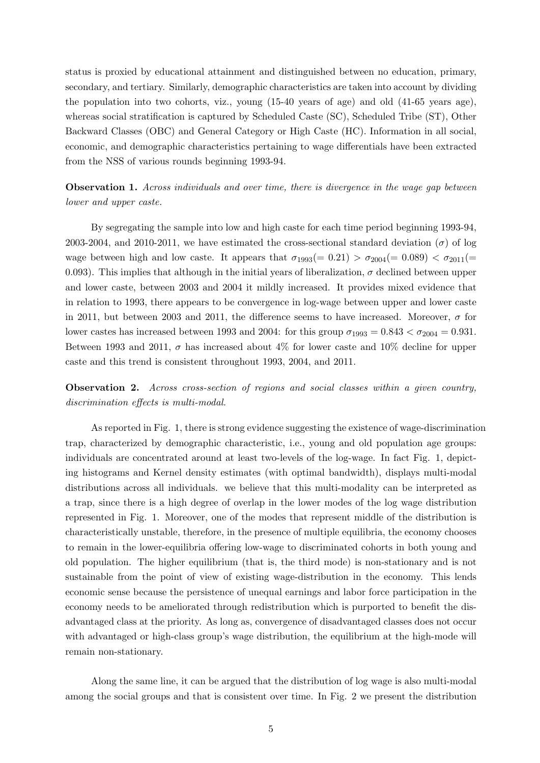status is proxied by educational attainment and distinguished between no education, primary, secondary, and tertiary. Similarly, demographic characteristics are taken into account by dividing the population into two cohorts, viz., young (15-40 years of age) and old (41-65 years age), whereas social stratification is captured by Scheduled Caste (SC), Scheduled Tribe (ST), Other Backward Classes (OBC) and General Category or High Caste (HC). Information in all social, economic, and demographic characteristics pertaining to wage differentials have been extracted from the NSS of various rounds beginning 1993-94.

**Observation 1.** *Across individuals and over time, there is divergence in the wage gap between lower and upper caste.*

By segregating the sample into low and high caste for each time period beginning 1993-94, 2003-2004, and 2010-2011, we have estimated the cross-sectional standard deviation ($\sigma$) of log wage between high and low caste. It appears that $\sigma_{1993}(= 0.21) > \sigma_{2004}(= 0.089) < \sigma_{2011}(= 0.093)$. This implies that although in the initial years of liberalization, $\sigma$ declined between upper and lower caste, between 2003 and 2004 it mildly increased. It provides mixed evidence that in relation to 1993, there appears to be convergence in log-wage between upper and lower caste in 2011, but between 2003 and 2011, the difference seems to have increased. Moreover, $\sigma$ for lower castes has increased between 1993 and 2004: for this group $\sigma_{1993} = 0.843 < \sigma_{2004} = 0.931$. Between 1993 and 2011, $\sigma$ has increased about 4% for lower caste and 10% decline for upper caste and this trend is consistent throughout 1993, 2004, and 2011.

**Observation 2.** *Across cross-section of regions and social classes within a given country, discrimination effects is multi-modal.*

As reported in Fig. 1, there is strong evidence suggesting the existence of wage-discrimination trap, characterized by demographic characteristic, i.e., young and old population age groups: individuals are concentrated around at least two-levels of the log-wage. In fact Fig. 1, depicting histograms and Kernel density estimates (with optimal bandwidth), displays multi-modal distributions across all individuals. we believe that this multi-modality can be interpreted as a trap, since there is a high degree of overlap in the lower modes of the log wage distribution represented in Fig. 1. Moreover, one of the modes that represent middle of the distribution is characteristically unstable, therefore, in the presence of multiple equilibria, the economy chooses to remain in the lower-equilibria offering low-wage to discriminated cohorts in both young and old population. The higher equilibrium (that is, the third mode) is non-stationary and is not sustainable from the point of view of existing wage-distribution in the economy. This lends economic sense because the persistence of unequal earnings and labor force participation in the economy needs to be ameliorated through redistribution which is purported to benefit the disadvantaged class at the priority. As long as, convergence of disadvantaged classes does not occur with advantaged or high-class group's wage distribution, the equilibrium at the high-mode will remain non-stationary.

Along the same line, it can be argued that the distribution of log wage is also multi-modal among the social groups and that is consistent over time. In Fig. 2 we present the distribution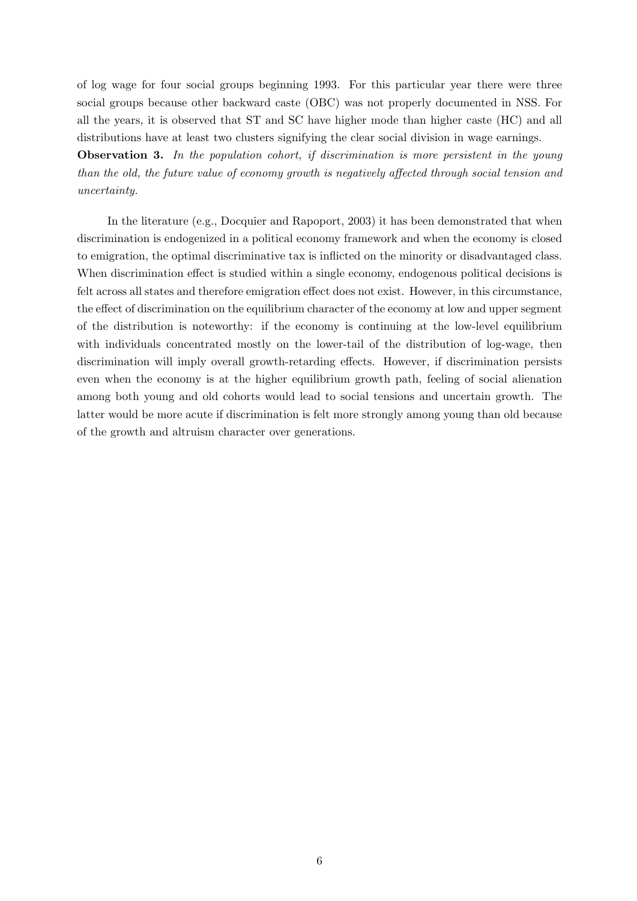of log wage for four social groups beginning 1993. For this particular year there were three social groups because other backward caste (OBC) was not properly documented in NSS. For all the years, it is observed that ST and SC have higher mode than higher caste (HC) and all distributions have at least two clusters signifying the clear social division in wage earnings.

**Observation 3.** *In the population cohort, if discrimination is more persistent in the young than the old, the future value of economy growth is negatively affected through social tension and uncertainty.*

In the literature (e.g., Docquier and Rapoport, 2003) it has been demonstrated that when discrimination is endogenized in a political economy framework and when the economy is closed to emigration, the optimal discriminative tax is inflicted on the minority or disadvantaged class. When discrimination effect is studied within a single economy, endogenous political decisions is felt across all states and therefore emigration effect does not exist. However, in this circumstance, the effect of discrimination on the equilibrium character of the economy at low and upper segment of the distribution is noteworthy: if the economy is continuing at the low-level equilibrium with individuals concentrated mostly on the lower-tail of the distribution of log-wage, then discrimination will imply overall growth-retarding effects. However, if discrimination persists even when the economy is at the higher equilibrium growth path, feeling of social alienation among both young and old cohorts would lead to social tensions and uncertain growth. The latter would be more acute if discrimination is felt more strongly among young than old because of the growth and altruism character over generations.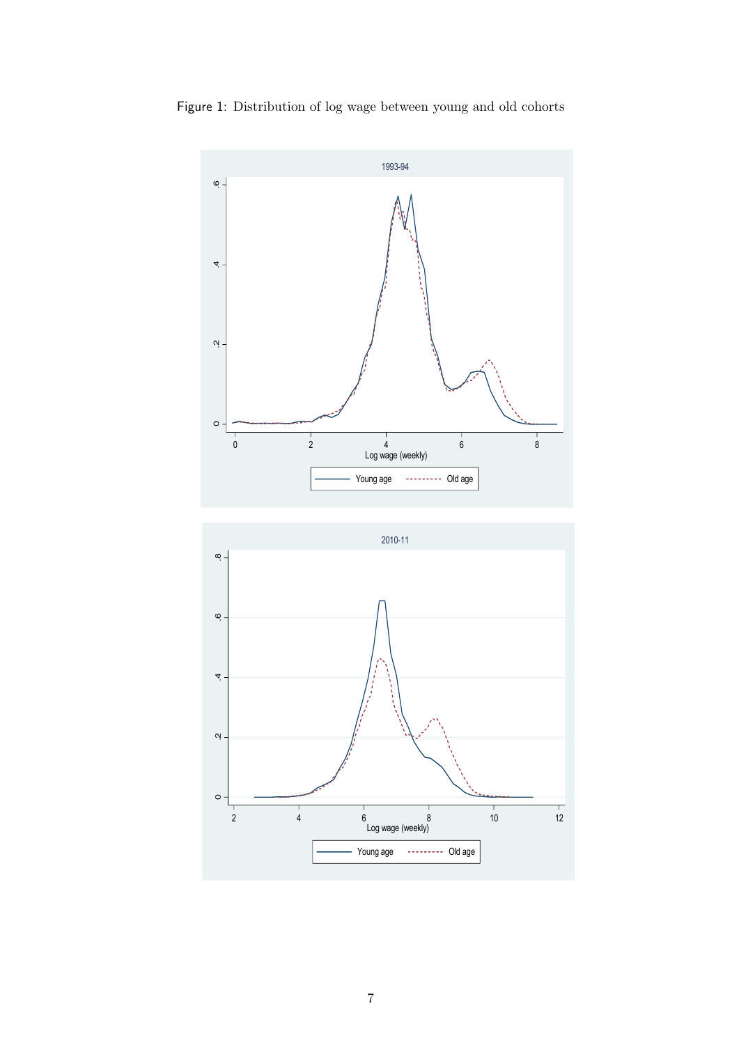Figure 1: Distribution of log wage between young and old cohorts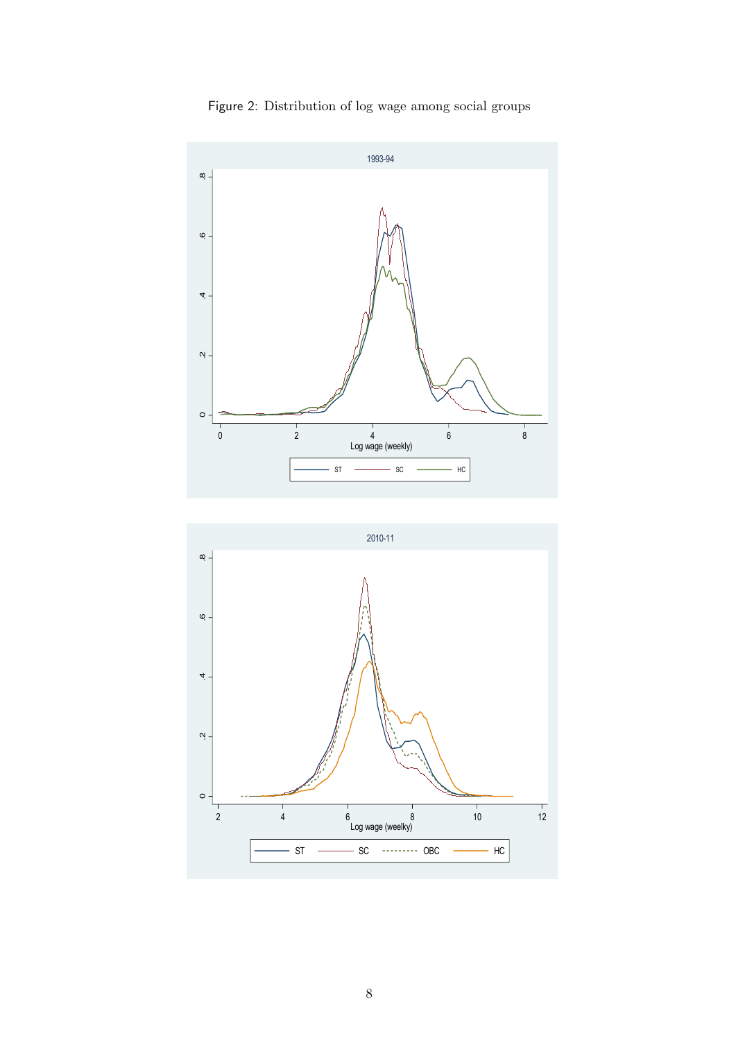Figure 2: Distribution of log wage among social groups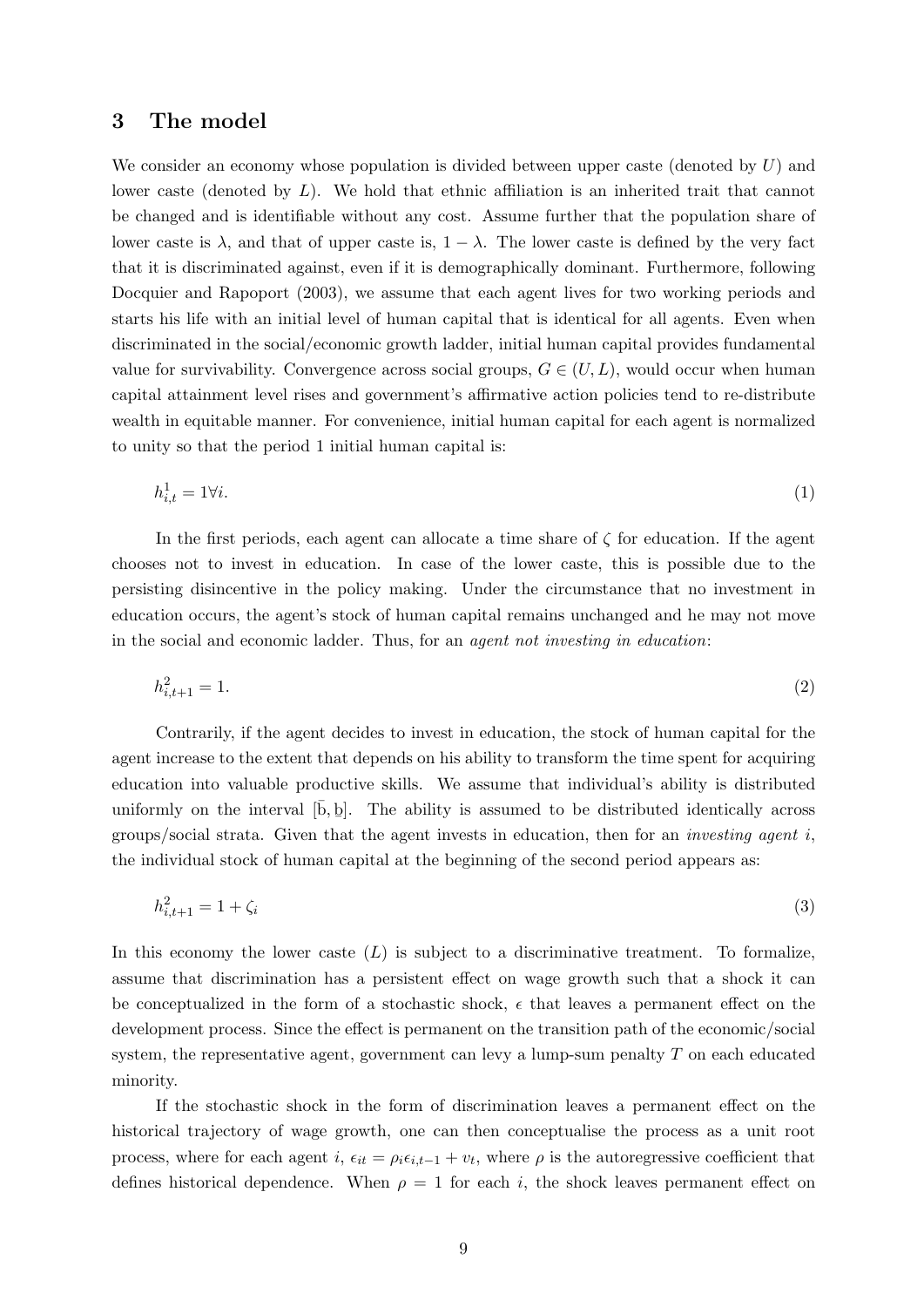## 3 The model

We consider an economy whose population is divided between upper caste (denoted by $U$) and lower caste (denoted by $L$). We hold that ethnic affiliation is an inherited trait that cannot be changed and is identifiable without any cost. Assume further that the population share of lower caste is $\lambda$, and that of upper caste is, $1 - \lambda$. The lower caste is defined by the very fact that it is discriminated against, even if it is demographically dominant. Furthermore, following Docquier and Rapoport (2003), we assume that each agent lives for two working periods and starts his life with an initial level of human capital that is identical for all agents. Even when discriminated in the social/economic growth ladder, initial human capital provides fundamental value for survivability. Convergence across social groups, $G \in (U, L)$, would occur when human capital attainment level rises and government's affirmative action policies tend to re-distribute wealth in equitable manner. For convenience, initial human capital for each agent is normalized to unity so that the period 1 initial human capital is:

$$h^1_{i,t} = 1 \forall i. \tag{1}$$

In the first periods, each agent can allocate a time share of $\zeta$ for education. If the agent chooses not to invest in education. In case of the lower caste, this is possible due to the persisting disincentive in the policy making. Under the circumstance that no investment in education occurs, the agent's stock of human capital remains unchanged and he may not move in the social and economic ladder. Thus, for an *agent not investing in education*:

$$h^2_{i,t+1} = 1. \tag{2}$$

Contrarily, if the agent decides to invest in education, the stock of human capital for the agent increase to the extent that depends on his ability to transform the time spent for acquiring education into valuable productive skills. We assume that individual's ability is distributed uniformly on the interval $[\bar{b}, \underline{b}]$. The ability is assumed to be distributed identically across groups/social strata. Given that the agent invests in education, then for an *investing agent i*, the individual stock of human capital at the beginning of the second period appears as:

$$h^2_{i,t+1} = 1 + \zeta_i \tag{3}$$

In this economy the lower caste ($L$) is subject to a discriminative treatment. To formalize, assume that discrimination has a persistent effect on wage growth such that a shock it can be conceptualized in the form of a stochastic shock, $\epsilon$ that leaves a permanent effect on the development process. Since the effect is permanent on the transition path of the economic/social system, the representative agent, government can levy a lump-sum penalty $T$ on each educated minority.

If the stochastic shock in the form of discrimination leaves a permanent effect on the historical trajectory of wage growth, one can then conceptualise the process as a unit root process, where for each agent $i$, $\epsilon_{it} = \rho_i \epsilon_{i,t-1} + v_t$, where $\rho$ is the autoregressive coefficient that defines historical dependence. When $\rho = 1$ for each $i$, the shock leaves permanent effect on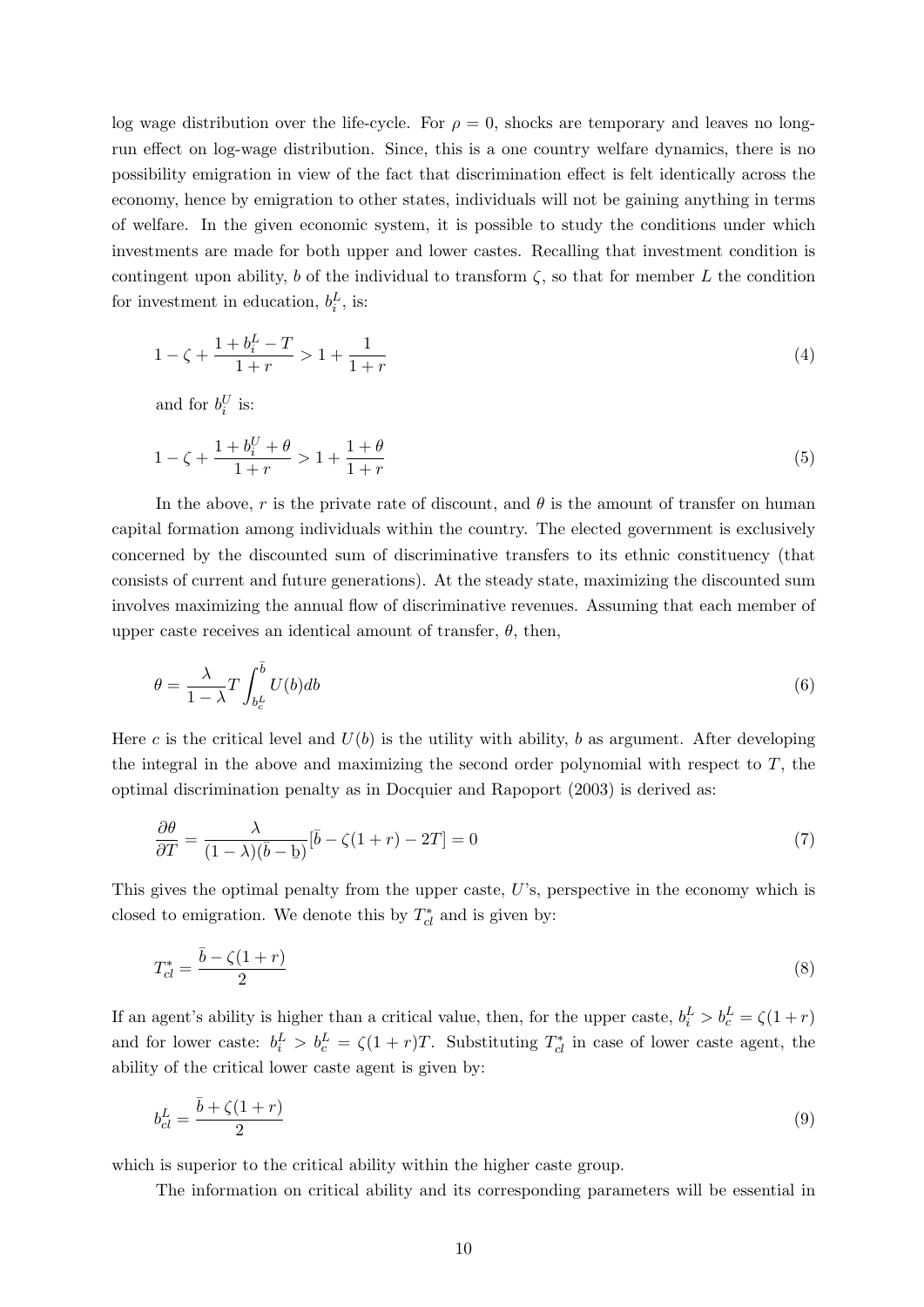log wage distribution over the life-cycle. For $\rho = 0$, shocks are temporary and leaves no long-run effect on log-wage distribution. Since, this is a one country welfare dynamics, there is no possibility emigration in view of the fact that discrimination effect is felt identically across the economy, hence by emigration to other states, individuals will not be gaining anything in terms of welfare. In the given economic system, it is possible to study the conditions under which investments are made for both upper and lower castes. Recalling that investment condition is contingent upon ability, $b$ of the individual to transform $\zeta$, so that for member $L$ the condition for investment in education, $b_i^L$, is:

$$1 - \zeta + \frac{1 + b_i^L - T}{1 + r} > 1 + \frac{1}{1 + r} \tag{4}$$

and for $b_i^U$ is:

$$1 - \zeta + \frac{1 + b_i^U + \theta}{1 + r} > 1 + \frac{1 + \theta}{1 + r} \tag{5}$$

In the above, $r$ is the private rate of discount, and $\theta$ is the amount of transfer on human capital formation among individuals within the country. The elected government is exclusively concerned by the discounted sum of discriminative transfers to its ethnic constituency (that consists of current and future generations). At the steady state, maximizing the discounted sum involves maximizing the annual flow of discriminative revenues. Assuming that each member of upper caste receives an identical amount of transfer, $\theta$, then,

$$\theta = \frac{\lambda}{1 - \lambda} T \int_{b_c^L}^{\bar{b}} U(b)db \tag{6}$$

Here $c$ is the critical level and $U(b)$ is the utility with ability, $b$ as argument. After developing the integral in the above and maximizing the second order polynomial with respect to $T$, the optimal discrimination penalty as in Docquier and Rapoport (2003) is derived as:

$$\frac{\partial \theta}{\partial T} = \frac{\lambda}{(1 - \lambda)(\bar{b} - \underline{b})} [\bar{b} - \zeta(1 + r) - 2T] = 0 \tag{7}$$

This gives the optimal penalty from the upper caste, $U$'s, perspective in the economy which is closed to emigration. We denote this by $T_{cl}^*$ and is given by:

$$T_{cl}^* = \frac{\bar{b} - \zeta(1 + r)}{2} \tag{8}$$

If an agent's ability is higher than a critical value, then, for the upper caste, $b_i^L > b_c^L = \zeta(1 + r)$ and for lower caste: $b_i^L > b_c^L = \zeta(1 + r)T$. Substituting $T_{cl}^*$ in case of lower caste agent, the ability of the critical lower caste agent is given by:

$$b_{cl}^L = \frac{\bar{b} + \zeta(1 + r)}{2} \tag{9}$$

which is superior to the critical ability within the higher caste group.

The information on critical ability and its corresponding parameters will be essential in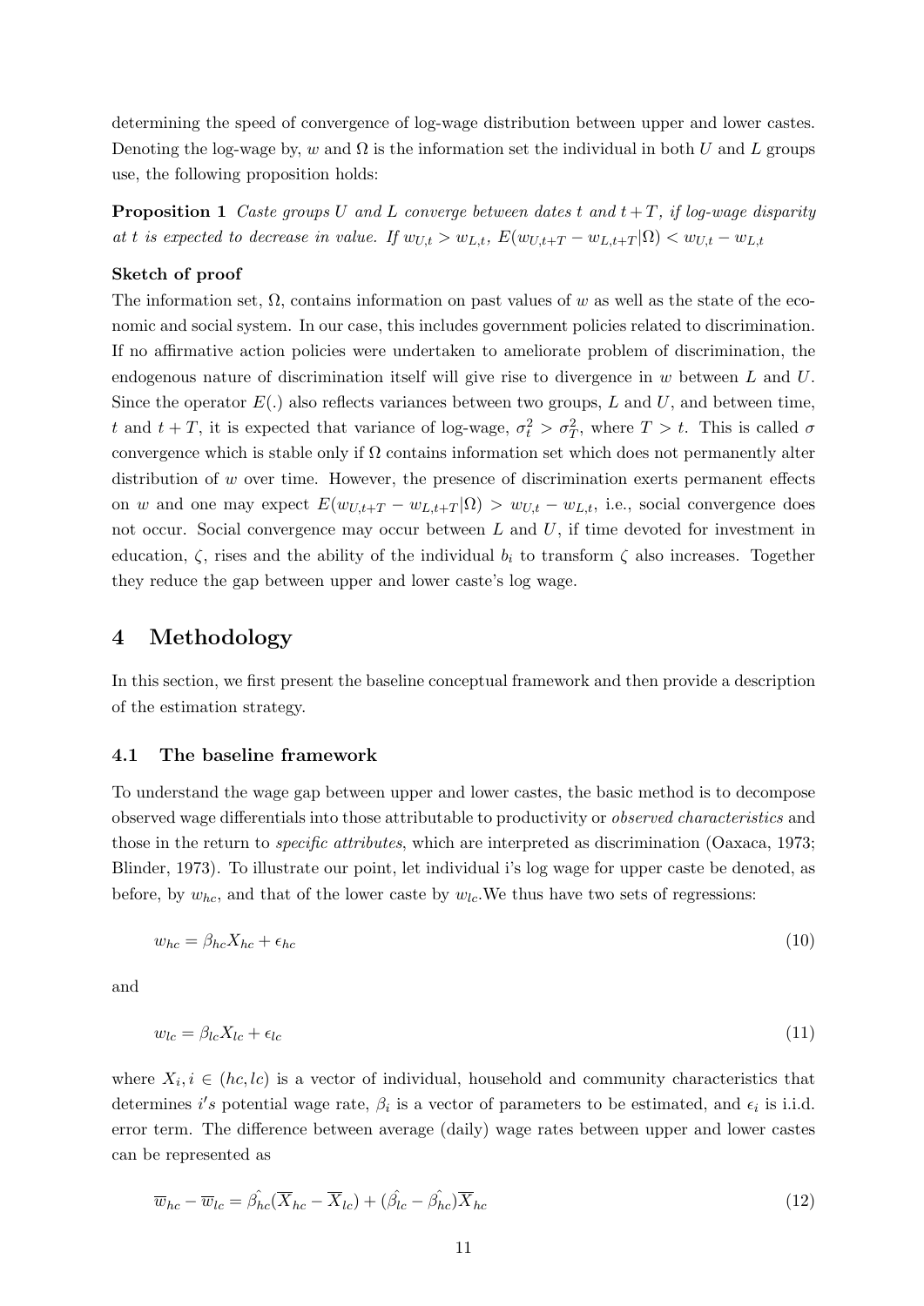determining the speed of convergence of log-wage distribution between upper and lower castes. Denoting the log-wage by, $w$ and $\Omega$ is the information set the individual in both $U$ and $L$ groups use, the following proposition holds:

**Proposition 1** *Caste groups $U$ and $L$ converge between dates $t$ and $t+T$, if log-wage disparity at $t$ is expected to decrease in value. If $w_{U,t} > w_{L,t}$, $E(w_{U,t+T} - w_{L,t+T}|\Omega) < w_{U,t} - w_{L,t}$*

**Sketch of proof**

The information set, $\Omega$, contains information on past values of $w$ as well as the state of the economic and social system. In our case, this includes government policies related to discrimination. If no affirmative action policies were undertaken to ameliorate problem of discrimination, the endogenous nature of discrimination itself will give rise to divergence in $w$ between $L$ and $U$. Since the operator $E(.)$ also reflects variances between two groups, $L$ and $U$, and between time, $t$ and $t+T$, it is expected that variance of log-wage, $\sigma_t^2 > \sigma_T^2$, where $T > t$. This is called $\sigma$ convergence which is stable only if $\Omega$ contains information set which does not permanently alter distribution of $w$ over time. However, the presence of discrimination exerts permanent effects on $w$ and one may expect $E(w_{U,t+T} - w_{L,t+T}|\Omega) > w_{U,t} - w_{L,t}$, i.e., social convergence does not occur. Social convergence may occur between $L$ and $U$, if time devoted for investment in education, $\zeta$, rises and the ability of the individual $b_i$ to transform $\zeta$ also increases. Together they reduce the gap between upper and lower caste's log wage.

# 4 Methodology

In this section, we first present the baseline conceptual framework and then provide a description of the estimation strategy.

## 4.1 The baseline framework

To understand the wage gap between upper and lower castes, the basic method is to decompose observed wage differentials into those attributable to productivity or *observed characteristics* and those in the return to *specific attributes*, which are interpreted as discrimination (Oaxaca, 1973; Blinder, 1973). To illustrate our point, let individual i's log wage for upper caste be denoted, as before, by $w_{hc}$, and that of the lower caste by $w_{lc}$.We thus have two sets of regressions:

$$w_{hc} = \beta_{hc} X_{hc} + \epsilon_{hc} \tag{10}$$

and

$$w_{lc} = \beta_{lc} X_{lc} + \epsilon_{lc} \tag{11}$$

where $X_i, i \in (hc, lc)$ is a vector of individual, household and community characteristics that determines $i's$ potential wage rate, $\beta_i$ is a vector of parameters to be estimated, and $\epsilon_i$ is i.i.d. error term. The difference between average (daily) wage rates between upper and lower castes can be represented as

$$\overline{w}_{hc} - \overline{w}_{lc} = \hat{\beta_{hc}}(\overline{X}_{hc} - \overline{X}_{lc}) + (\hat{\beta_{lc}} - \hat{\beta_{hc}})\overline{X}_{hc} \tag{12}$$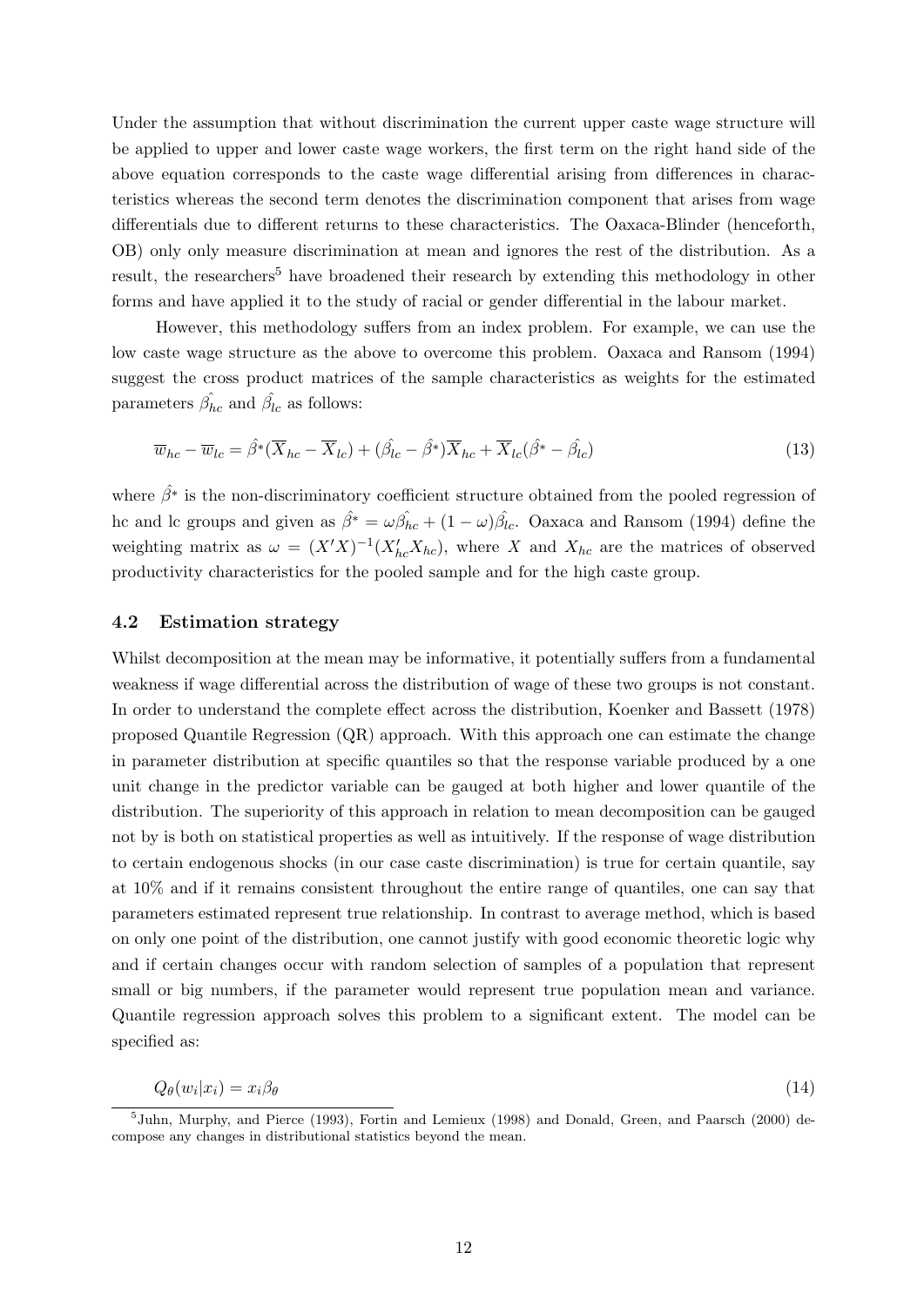Under the assumption that without discrimination the current upper caste wage structure will be applied to upper and lower caste wage workers, the first term on the right hand side of the above equation corresponds to the caste wage differential arising from differences in characteristics whereas the second term denotes the discrimination component that arises from wage differentials due to different returns to these characteristics. The Oaxaca-Blinder (henceforth, OB) only only measure discrimination at mean and ignores the rest of the distribution. As a result, the researchers[5] have broadened their research by extending this methodology in other forms and have applied it to the study of racial or gender differential in the labour market.

However, this methodology suffers from an index problem. For example, we can use the low caste wage structure as the above to overcome this problem. Oaxaca and Ransom (1994) suggest the cross product matrices of the sample characteristics as weights for the estimated parameters $\hat{\beta_{hc}}$ and $\hat{\beta_{lc}}$ as follows:

$$\overline{w}_{hc} - \overline{w}_{lc} = \hat{\beta}^{*}(\overline{X}_{hc} - \overline{X}_{lc}) + (\hat{\beta_{lc}} - \hat{\beta}^{*})\overline{X}_{hc} + \overline{X}_{lc}(\hat{\beta}^{*} - \hat{\beta_{lc}}) \tag{13}$$

where $\hat{\beta}^{*}$ is the non-discriminatory coefficient structure obtained from the pooled regression of hc and lc groups and given as $\hat{\beta}^{*} = \omega\hat{\beta_{hc}} + (1-\omega)\hat{\beta_{lc}}$. Oaxaca and Ransom (1994) define the weighting matrix as $\omega = (X'X)^{-1}(X'_{hc}X_{hc})$, where $X$ and $X_{hc}$ are the matrices of observed productivity characteristics for the pooled sample and for the high caste group.

### 4.2 Estimation strategy

Whilst decomposition at the mean may be informative, it potentially suffers from a fundamental weakness if wage differential across the distribution of wage of these two groups is not constant. In order to understand the complete effect across the distribution, Koenker and Bassett (1978) proposed Quantile Regression (QR) approach. With this approach one can estimate the change in parameter distribution at specific quantiles so that the response variable produced by a one unit change in the predictor variable can be gauged at both higher and lower quantile of the distribution. The superiority of this approach in relation to mean decomposition can be gauged not by is both on statistical properties as well as intuitively. If the response of wage distribution to certain endogenous shocks (in our case caste discrimination) is true for certain quantile, say at 10% and if it remains consistent throughout the entire range of quantiles, one can say that parameters estimated represent true relationship. In contrast to average method, which is based on only one point of the distribution, one cannot justify with good economic theoretic logic why and if certain changes occur with random selection of samples of a population that represent small or big numbers, if the parameter would represent true population mean and variance. Quantile regression approach solves this problem to a significant extent. The model can be specified as:

$$Q_{\theta}(w_i|x_i) = x_i\beta_{\theta} \tag{14}$$

[5] Juhn, Murphy, and Pierce (1993), Fortin and Lemieux (1998) and Donald, Green, and Paarsch (2000) decompose any changes in distributional statistics beyond the mean.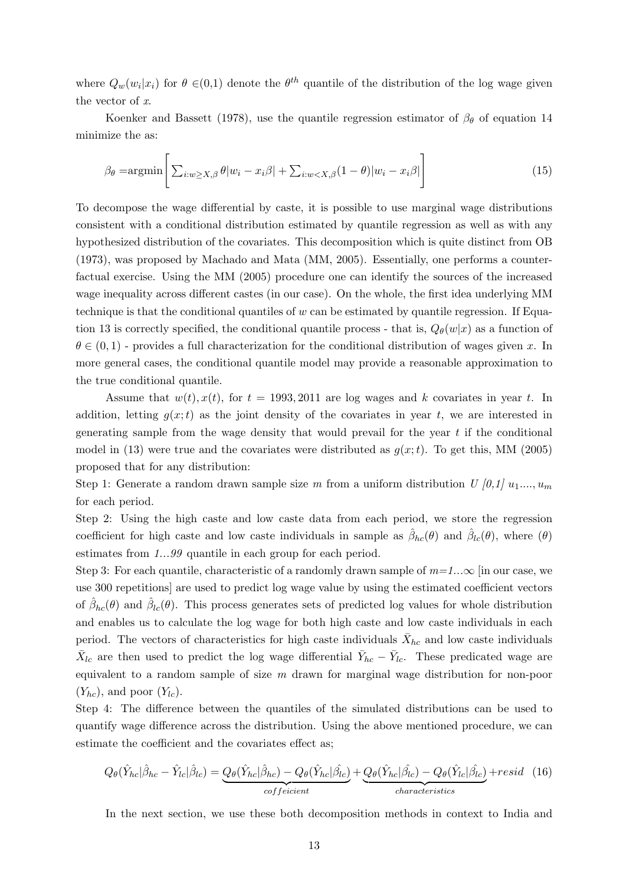where $Q_w(w_i|x_i)$ for $\theta \in(0,1)$ denote the $\theta^{th}$ quantile of the distribution of the log wage given the vector of $x$.

Koenker and Bassett (1978), use the quantile regression estimator of $\beta_\theta$ of equation 14 minimize the as:

$$\beta_\theta = \text{argmin}\left[\sum_{i:w \geq X,\beta} \theta|w_i - x_i\beta| + \sum_{i:w<X,\beta}(1-\theta)|w_i - x_i\beta|\right] \tag{15}$$

To decompose the wage differential by caste, it is possible to use marginal wage distributions consistent with a conditional distribution estimated by quantile regression as well as with any hypothesized distribution of the covariates. This decomposition which is quite distinct from OB (1973), was proposed by Machado and Mata (MM, 2005). Essentially, one performs a counterfactual exercise. Using the MM (2005) procedure one can identify the sources of the increased wage inequality across different castes (in our case). On the whole, the first idea underlying MM technique is that the conditional quantiles of $w$ can be estimated by quantile regression. If Equation 13 is correctly specified, the conditional quantile process - that is, $Q_\theta(w|x)$ as a function of $\theta \in (0, 1)$ - provides a full characterization for the conditional distribution of wages given $x$. In more general cases, the conditional quantile model may provide a reasonable approximation to the true conditional quantile.

Assume that $w(t), x(t)$, for $t = 1993, 2011$ are log wages and $k$ covariates in year $t$. In addition, letting $g(x;t)$ as the joint density of the covariates in year $t$, we are interested in generating sample from the wage density that would prevail for the year $t$ if the conditional model in (13) were true and the covariates were distributed as $g(x;t)$. To get this, MM (2005) proposed that for any distribution:

Step 1: Generate a random drawn sample size $m$ from a uniform distribution *U [0,1]* $u_1 ...., u_m$ for each period.

Step 2: Using the high caste and low caste data from each period, we store the regression coefficient for high caste and low caste individuals in sample as $\hat{\beta}_{hc}(\theta)$ and $\hat{\beta}_{lc}(\theta)$, where $(\theta)$ estimates from *1...99* quantile in each group for each period.

Step 3: For each quantile, characteristic of a randomly drawn sample of $m$=*1...*$\infty$ [in our case, we use 300 repetitions] are used to predict log wage value by using the estimated coefficient vectors of $\hat{\beta}_{hc}(\theta)$ and $\hat{\beta}_{lc}(\theta)$. This process generates sets of predicted log values for whole distribution and enables us to calculate the log wage for both high caste and low caste individuals in each period. The vectors of characteristics for high caste individuals $\bar{X}_{hc}$ and low caste individuals $\bar{X}_{lc}$ are then used to predict the log wage differential $\bar{Y}_{hc} - \bar{Y}_{lc}$. These predicated wage are equivalent to a random sample of size $m$ drawn for marginal wage distribution for non-poor $(Y_{hc})$, and poor $(Y_{lc})$.

Step 4: The difference between the quantiles of the simulated distributions can be used to quantify wage difference across the distribution. Using the above mentioned procedure, we can estimate the coefficient and the covariates effect as;

$$Q_\theta(\hat{Y}_{hc}|\hat{\beta}_{hc} - \hat{Y}_{lc}|\hat{\beta}_{lc}) = \underbrace{Q_\theta(\hat{Y}_{hc}|\hat{\beta}_{hc}) - Q_\theta(\hat{Y}_{hc}|\hat{\beta}_{lc})}_{coffeicient} + \underbrace{Q_\theta(\hat{Y}_{hc}|\hat{\beta}_{lc}) - Q_\theta(\hat{Y}_{lc}|\hat{\beta}_{lc})}_{characteristics} + resid \tag{16}$$

In the next section, we use these both decomposition methods in context to India and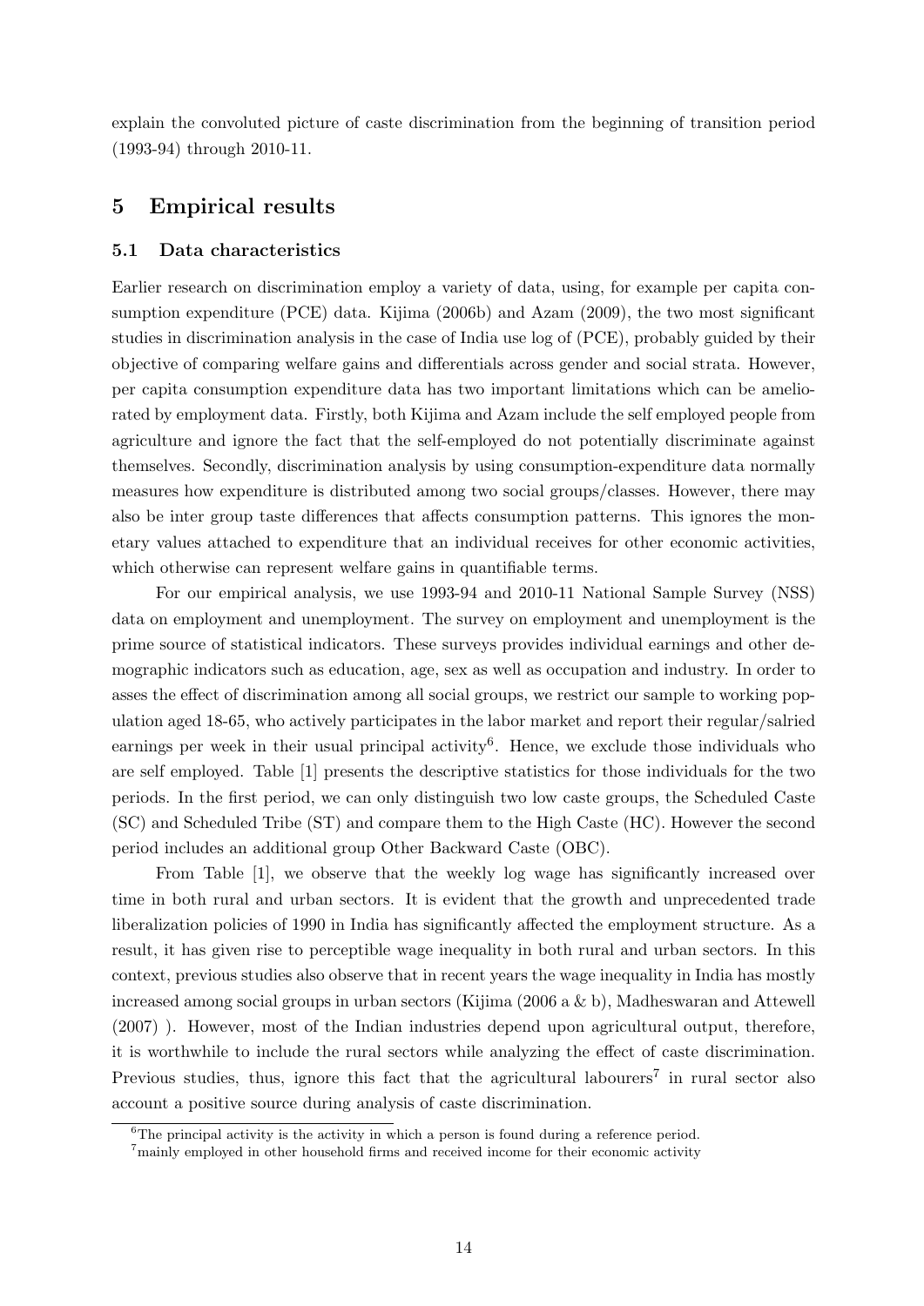explain the convoluted picture of caste discrimination from the beginning of transition period (1993-94) through 2010-11.

## 5 Empirical results

### 5.1 Data characteristics

Earlier research on discrimination employ a variety of data, using, for example per capita consumption expenditure (PCE) data. Kijima (2006b) and Azam (2009), the two most significant studies in discrimination analysis in the case of India use log of (PCE), probably guided by their objective of comparing welfare gains and differentials across gender and social strata. However, per capita consumption expenditure data has two important limitations which can be ameliorated by employment data. Firstly, both Kijima and Azam include the self employed people from agriculture and ignore the fact that the self-employed do not potentially discriminate against themselves. Secondly, discrimination analysis by using consumption-expenditure data normally measures how expenditure is distributed among two social groups/classes. However, there may also be inter group taste differences that affects consumption patterns. This ignores the monetary values attached to expenditure that an individual receives for other economic activities, which otherwise can represent welfare gains in quantifiable terms.

For our empirical analysis, we use 1993-94 and 2010-11 National Sample Survey (NSS) data on employment and unemployment. The survey on employment and unemployment is the prime source of statistical indicators. These surveys provides individual earnings and other demographic indicators such as education, age, sex as well as occupation and industry. In order to asses the effect of discrimination among all social groups, we restrict our sample to working population aged 18-65, who actively participates in the labor market and report their regular/salried earnings per week in their usual principal activity[6]. Hence, we exclude those individuals who are self employed. Table [1] presents the descriptive statistics for those individuals for the two periods. In the first period, we can only distinguish two low caste groups, the Scheduled Caste (SC) and Scheduled Tribe (ST) and compare them to the High Caste (HC). However the second period includes an additional group Other Backward Caste (OBC).

From Table [1], we observe that the weekly log wage has significantly increased over time in both rural and urban sectors. It is evident that the growth and unprecedented trade liberalization policies of 1990 in India has significantly affected the employment structure. As a result, it has given rise to perceptible wage inequality in both rural and urban sectors. In this context, previous studies also observe that in recent years the wage inequality in India has mostly increased among social groups in urban sectors (Kijima (2006 a & b), Madheswaran and Attewell (2007) ). However, most of the Indian industries depend upon agricultural output, therefore, it is worthwhile to include the rural sectors while analyzing the effect of caste discrimination. Previous studies, thus, ignore this fact that the agricultural labourers[7] in rural sector also account a positive source during analysis of caste discrimination.

[6] The principal activity is the activity in which a person is found during a reference period.

[7] mainly employed in other household firms and received income for their economic activity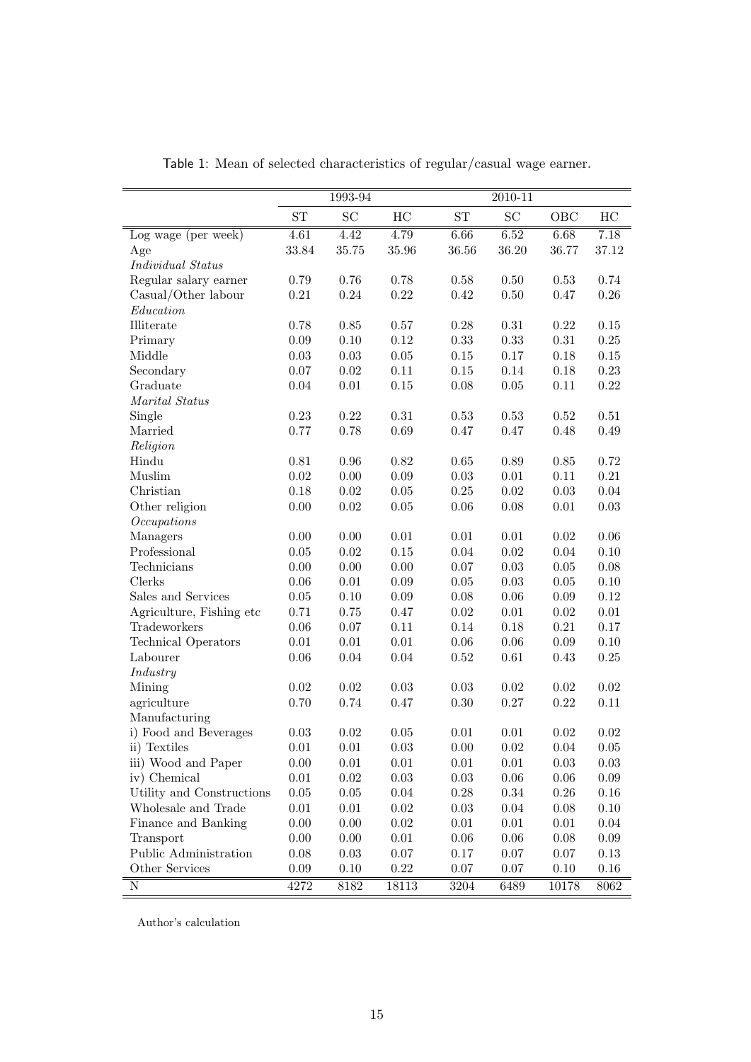Table 1: Mean of selected characteristics of regular/casual wage earner.

| | 1993-94 | | | 2010-11 | | | |
|---|---|---|---|---|---|---|---|
| | ST | SC | HC | ST | SC | OBC | HC |
| Log wage (per week) | 4.61 | 4.42 | 4.79 | 6.66 | 6.52 | 6.68 | 7.18 |
| Age | 33.84 | 35.75 | 35.96 | 36.56 | 36.20 | 36.77 | 37.12 |
| *Individual Status* | | | | | | | |
| Regular salary earner | 0.79 | 0.76 | 0.78 | 0.58 | 0.50 | 0.53 | 0.74 |
| Casual/Other labour | 0.21 | 0.24 | 0.22 | 0.42 | 0.50 | 0.47 | 0.26 |
| *Education* | | | | | | | |
| Illiterate | 0.78 | 0.85 | 0.57 | 0.28 | 0.31 | 0.22 | 0.15 |
| Primary | 0.09 | 0.10 | 0.12 | 0.33 | 0.33 | 0.31 | 0.25 |
| Middle | 0.03 | 0.03 | 0.05 | 0.15 | 0.17 | 0.18 | 0.15 |
| Secondary | 0.07 | 0.02 | 0.11 | 0.15 | 0.14 | 0.18 | 0.23 |
| Graduate | 0.04 | 0.01 | 0.15 | 0.08 | 0.05 | 0.11 | 0.22 |
| *Marital Status* | | | | | | | |
| Single | 0.23 | 0.22 | 0.31 | 0.53 | 0.53 | 0.52 | 0.51 |
| Married | 0.77 | 0.78 | 0.69 | 0.47 | 0.47 | 0.48 | 0.49 |
| *Religion* | | | | | | | |
| Hindu | 0.81 | 0.96 | 0.82 | 0.65 | 0.89 | 0.85 | 0.72 |
| Muslim | 0.02 | 0.00 | 0.09 | 0.03 | 0.01 | 0.11 | 0.21 |
| Christian | 0.18 | 0.02 | 0.05 | 0.25 | 0.02 | 0.03 | 0.04 |
| Other religion | 0.00 | 0.02 | 0.05 | 0.06 | 0.08 | 0.01 | 0.03 |
| *Occupations* | | | | | | | |
| Managers | 0.00 | 0.00 | 0.01 | 0.01 | 0.01 | 0.02 | 0.06 |
| Professional | 0.05 | 0.02 | 0.15 | 0.04 | 0.02 | 0.04 | 0.10 |
| Technicians | 0.00 | 0.00 | 0.00 | 0.07 | 0.03 | 0.05 | 0.08 |
| Clerks | 0.06 | 0.01 | 0.09 | 0.05 | 0.03 | 0.05 | 0.10 |
| Sales and Services | 0.05 | 0.10 | 0.09 | 0.08 | 0.06 | 0.09 | 0.12 |
| Agriculture, Fishing etc | 0.71 | 0.75 | 0.47 | 0.02 | 0.01 | 0.02 | 0.01 |
| Tradeworkers | 0.06 | 0.07 | 0.11 | 0.14 | 0.18 | 0.21 | 0.17 |
| Technical Operators | 0.01 | 0.01 | 0.01 | 0.06 | 0.06 | 0.09 | 0.10 |
| Labourer | 0.06 | 0.04 | 0.04 | 0.52 | 0.61 | 0.43 | 0.25 |
| *Industry* | | | | | | | |
| Mining | 0.02 | 0.02 | 0.03 | 0.03 | 0.02 | 0.02 | 0.02 |
| agriculture | 0.70 | 0.74 | 0.47 | 0.30 | 0.27 | 0.22 | 0.11 |
| Manufacturing | | | | | | | |
| i) Food and Beverages | 0.03 | 0.02 | 0.05 | 0.01 | 0.01 | 0.02 | 0.02 |
| ii) Textiles | 0.01 | 0.01 | 0.03 | 0.00 | 0.02 | 0.04 | 0.05 |
| iii) Wood and Paper | 0.00 | 0.01 | 0.01 | 0.01 | 0.01 | 0.03 | 0.03 |
| iv) Chemical | 0.01 | 0.02 | 0.03 | 0.03 | 0.06 | 0.06 | 0.09 |
| Utility and Constructions | 0.05 | 0.05 | 0.04 | 0.28 | 0.34 | 0.26 | 0.16 |
| Wholesale and Trade | 0.01 | 0.01 | 0.02 | 0.03 | 0.04 | 0.08 | 0.10 |
| Finance and Banking | 0.00 | 0.00 | 0.02 | 0.01 | 0.01 | 0.01 | 0.04 |
| Transport | 0.00 | 0.00 | 0.01 | 0.06 | 0.06 | 0.08 | 0.09 |
| Public Administration | 0.08 | 0.03 | 0.07 | 0.17 | 0.07 | 0.07 | 0.13 |
| Other Services | 0.09 | 0.10 | 0.22 | 0.07 | 0.07 | 0.10 | 0.16 |
| N | 4272 | 8182 | 18113 | 3204 | 6489 | 10178 | 8062 |

Author's calculation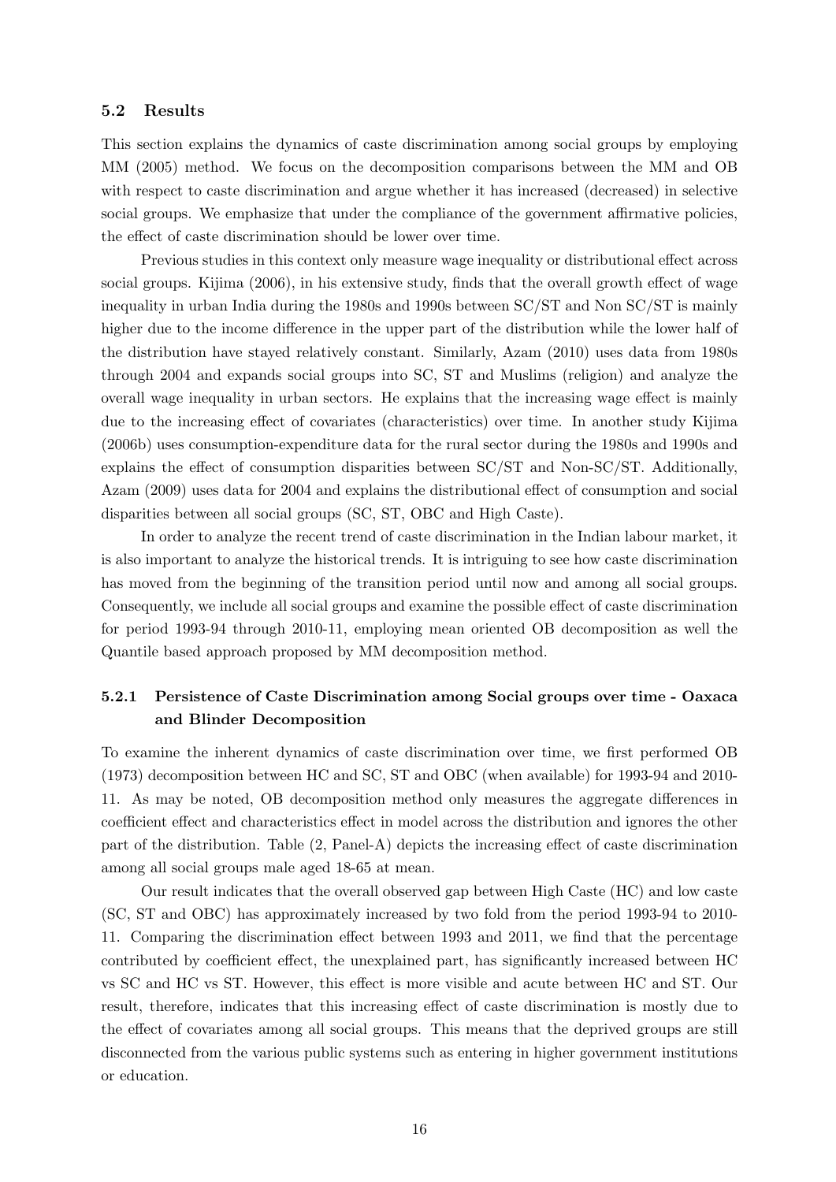### 5.2 Results

This section explains the dynamics of caste discrimination among social groups by employing MM (2005) method. We focus on the decomposition comparisons between the MM and OB with respect to caste discrimination and argue whether it has increased (decreased) in selective social groups. We emphasize that under the compliance of the government affirmative policies, the effect of caste discrimination should be lower over time.

Previous studies in this context only measure wage inequality or distributional effect across social groups. Kijima (2006), in his extensive study, finds that the overall growth effect of wage inequality in urban India during the 1980s and 1990s between SC/ST and Non SC/ST is mainly higher due to the income difference in the upper part of the distribution while the lower half of the distribution have stayed relatively constant. Similarly, Azam (2010) uses data from 1980s through 2004 and expands social groups into SC, ST and Muslims (religion) and analyze the overall wage inequality in urban sectors. He explains that the increasing wage effect is mainly due to the increasing effect of covariates (characteristics) over time. In another study Kijima (2006b) uses consumption-expenditure data for the rural sector during the 1980s and 1990s and explains the effect of consumption disparities between SC/ST and Non-SC/ST. Additionally, Azam (2009) uses data for 2004 and explains the distributional effect of consumption and social disparities between all social groups (SC, ST, OBC and High Caste).

In order to analyze the recent trend of caste discrimination in the Indian labour market, it is also important to analyze the historical trends. It is intriguing to see how caste discrimination has moved from the beginning of the transition period until now and among all social groups. Consequently, we include all social groups and examine the possible effect of caste discrimination for period 1993-94 through 2010-11, employing mean oriented OB decomposition as well the Quantile based approach proposed by MM decomposition method.

#### 5.2.1 Persistence of Caste Discrimination among Social groups over time - Oaxaca and Blinder Decomposition

To examine the inherent dynamics of caste discrimination over time, we first performed OB (1973) decomposition between HC and SC, ST and OBC (when available) for 1993-94 and 2010-11. As may be noted, OB decomposition method only measures the aggregate differences in coefficient effect and characteristics effect in model across the distribution and ignores the other part of the distribution. Table (2, Panel-A) depicts the increasing effect of caste discrimination among all social groups male aged 18-65 at mean.

Our result indicates that the overall observed gap between High Caste (HC) and low caste (SC, ST and OBC) has approximately increased by two fold from the period 1993-94 to 2010-11. Comparing the discrimination effect between 1993 and 2011, we find that the percentage contributed by coefficient effect, the unexplained part, has significantly increased between HC vs SC and HC vs ST. However, this effect is more visible and acute between HC and ST. Our result, therefore, indicates that this increasing effect of caste discrimination is mostly due to the effect of covariates among all social groups. This means that the deprived groups are still disconnected from the various public systems such as entering in higher government institutions or education.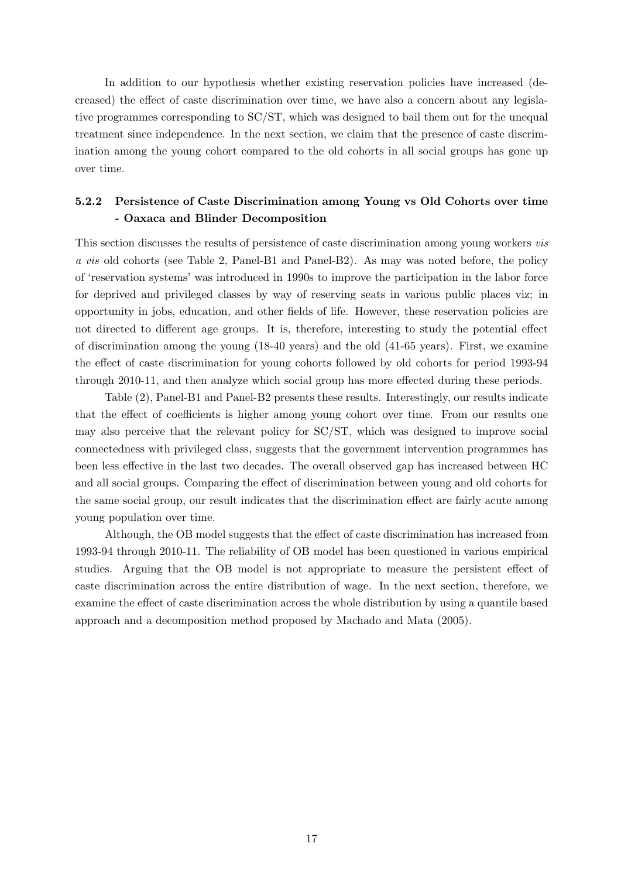In addition to our hypothesis whether existing reservation policies have increased (decreased) the effect of caste discrimination over time, we have also a concern about any legislative programmes corresponding to SC/ST, which was designed to bail them out for the unequal treatment since independence. In the next section, we claim that the presence of caste discrimination among the young cohort compared to the old cohorts in all social groups has gone up over time.

### 5.2.2 Persistence of Caste Discrimination among Young vs Old Cohorts over time - Oaxaca and Blinder Decomposition

This section discusses the results of persistence of caste discrimination among young workers *vis a vis* old cohorts (see Table 2, Panel-B1 and Panel-B2). As may was noted before, the policy of 'reservation systems' was introduced in 1990s to improve the participation in the labor force for deprived and privileged classes by way of reserving seats in various public places viz; in opportunity in jobs, education, and other fields of life. However, these reservation policies are not directed to different age groups. It is, therefore, interesting to study the potential effect of discrimination among the young (18-40 years) and the old (41-65 years). First, we examine the effect of caste discrimination for young cohorts followed by old cohorts for period 1993-94 through 2010-11, and then analyze which social group has more effected during these periods.

Table (2), Panel-B1 and Panel-B2 presents these results. Interestingly, our results indicate that the effect of coefficients is higher among young cohort over time. From our results one may also perceive that the relevant policy for SC/ST, which was designed to improve social connectedness with privileged class, suggests that the government intervention programmes has been less effective in the last two decades. The overall observed gap has increased between HC and all social groups. Comparing the effect of discrimination between young and old cohorts for the same social group, our result indicates that the discrimination effect are fairly acute among young population over time.

Although, the OB model suggests that the effect of caste discrimination has increased from 1993-94 through 2010-11. The reliability of OB model has been questioned in various empirical studies. Arguing that the OB model is not appropriate to measure the persistent effect of caste discrimination across the entire distribution of wage. In the next section, therefore, we examine the effect of caste discrimination across the whole distribution by using a quantile based approach and a decomposition method proposed by Machado and Mata (2005).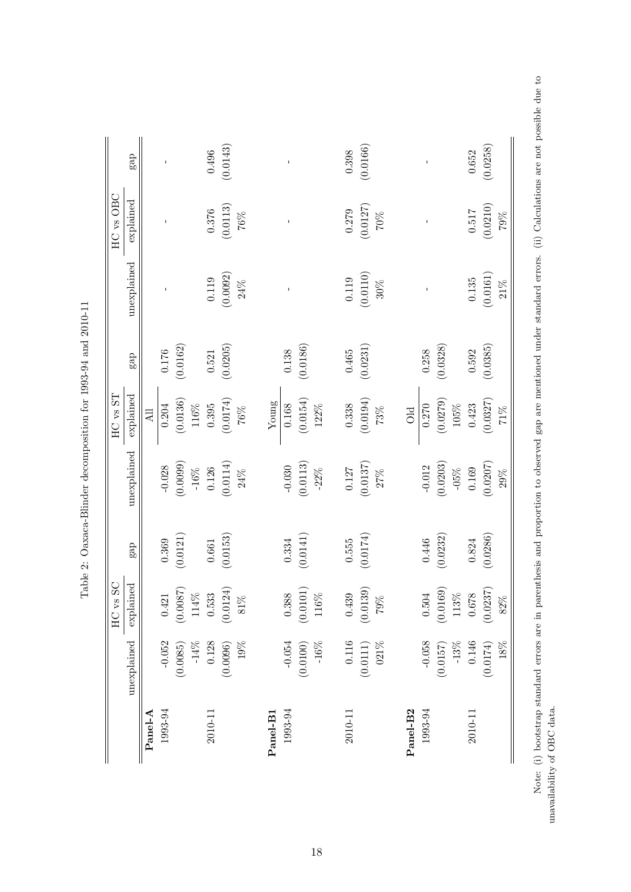Table 2: Oaxaca-Blinder decomposition for 1993-94 and 2010-11

| | HC vs SC | | | HC vs ST | | | HC vs OBC | | |
|---|---|---|---|---|---|---|---|---|---|
| | unexplained | explained | gap | unexplained | explained | gap | unexplained | explained | gap |
| **Panel-A** | | | | | All | | | | |
| 1993-94 | -0.052 | 0.421 | 0.369 | -0.028 | 0.204 | 0.176 | - | - | - |
| | (0.0085) | (0.0087) | (0.0121) | (0.0099) | (0.0136) | (0.0162) | | | |
| | -14% | 114% | | -16% | 116% | | | | |
| 2010-11 | 0.128 | 0.533 | 0.661 | 0.126 | 0.395 | 0.521 | 0.119 | 0.376 | 0.496 |
| | (0.0096) | (0.0124) | (0.0153) | (0.0114) | (0.0174) | (0.0205) | (0.0092) | (0.0113) | (0.0143) |
| | 19% | 81% | | 24% | 76% | | 24% | 76% | |
| **Panel-B1** | | | | | Young | | | | |
| 1993-94 | -0.054 | 0.388 | 0.334 | -0.030 | 0.168 | 0.138 | - | - | - |
| | (0.0100) | (0.0101) | (0.0141) | (0.0113) | (0.0154) | (0.0186) | | | |
| | -16% | 116% | | -22% | 122% | | | | |
| 2010-11 | 0.116 | 0.439 | 0.555 | 0.127 | 0.338 | 0.465 | 0.119 | 0.279 | 0.398 |
| | (0.0111) | (0.0139) | (0.0174) | (0.0137) | (0.0194) | (0.0231) | (0.0110) | (0.0127) | (0.0166) |
| | 021% | 79% | | 27% | 73% | | 30% | 70% | |
| **Panel-B2** | | | | | Old | | | | |
| 1993-94 | -0.058 | 0.504 | 0.446 | -0.012 | 0.270 | 0.258 | - | - | - |
| | (0.0157) | (0.0169) | (0.0232) | (0.0203) | (0.0279) | (0.0328) | | | |
| | -13% | 113% | | -05% | 105% | | | | |
| 2010-11 | 0.146 | 0.678 | 0.824 | 0.169 | 0.423 | 0.592 | 0.135 | 0.517 | 0.652 |
| | (0.0174) | (0.0237) | (0.0286) | (0.0207) | (0.0327) | (0.0385) | (0.0161) | (0.0210) | (0.0258) |
| | 18% | 82% | | 29% | 71% | | 21% | 79% | |

Note: (i) bootstrap standard errors are in parenthesis and proportion to observed gap are mentioned under standard errors. (ii) Calculations are not possible due to unavailability of OBC data.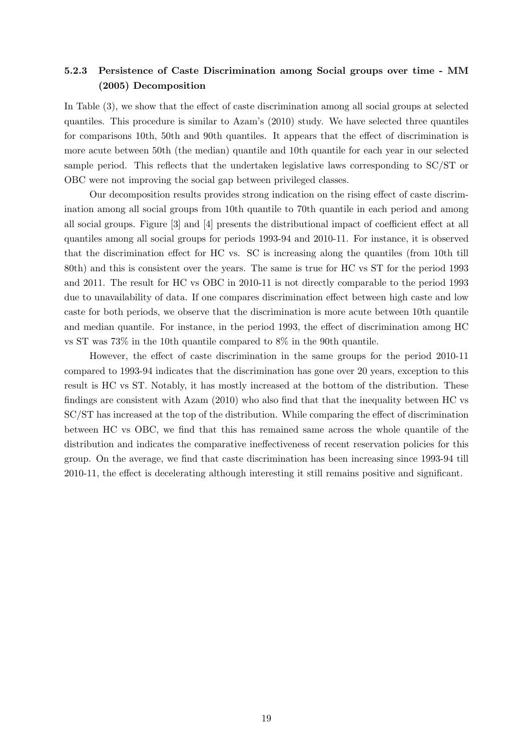#### 5.2.3 Persistence of Caste Discrimination among Social groups over time - MM (2005) Decomposition

In Table (3), we show that the effect of caste discrimination among all social groups at selected quantiles. This procedure is similar to Azam's (2010) study. We have selected three quantiles for comparisons 10th, 50th and 90th quantiles. It appears that the effect of discrimination is more acute between 50th (the median) quantile and 10th quantile for each year in our selected sample period. This reflects that the undertaken legislative laws corresponding to SC/ST or OBC were not improving the social gap between privileged classes.

Our decomposition results provides strong indication on the rising effect of caste discrimination among all social groups from 10th quantile to 70th quantile in each period and among all social groups. Figure [3] and [4] presents the distributional impact of coefficient effect at all quantiles among all social groups for periods 1993-94 and 2010-11. For instance, it is observed that the discrimination effect for HC vs. SC is increasing along the quantiles (from 10th till 80th) and this is consistent over the years. The same is true for HC vs ST for the period 1993 and 2011. The result for HC vs OBC in 2010-11 is not directly comparable to the period 1993 due to unavailability of data. If one compares discrimination effect between high caste and low caste for both periods, we observe that the discrimination is more acute between 10th quantile and median quantile. For instance, in the period 1993, the effect of discrimination among HC vs ST was 73% in the 10th quantile compared to 8% in the 90th quantile.

However, the effect of caste discrimination in the same groups for the period 2010-11 compared to 1993-94 indicates that the discrimination has gone over 20 years, exception to this result is HC vs ST. Notably, it has mostly increased at the bottom of the distribution. These findings are consistent with Azam (2010) who also find that that the inequality between HC vs SC/ST has increased at the top of the distribution. While comparing the effect of discrimination between HC vs OBC, we find that this has remained same across the whole quantile of the distribution and indicates the comparative ineffectiveness of recent reservation policies for this group. On the average, we find that caste discrimination has been increasing since 1993-94 till 2010-11, the effect is decelerating although interesting it still remains positive and significant.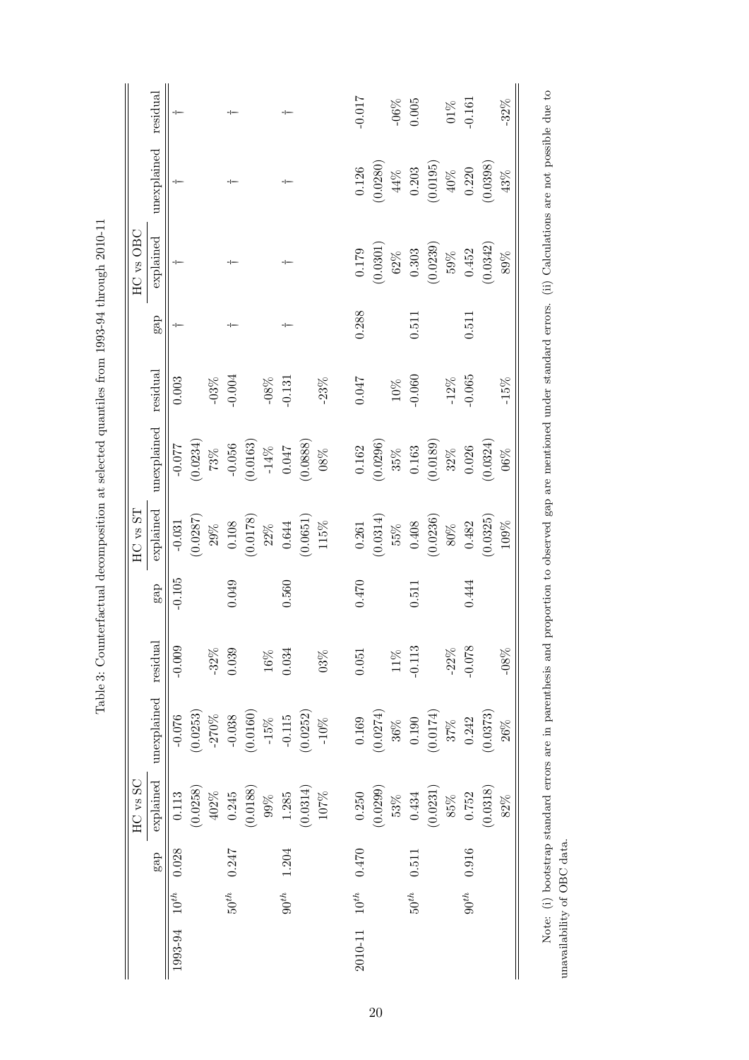Table 3: Counterfactual decomposition at selected quantiles from 1993-94 through 2010-11

| | | HC vs SC | | | | HC vs ST | | | | HC vs OBC | | | |
|---|---|---|---|---|---|---|---|---|---|---|---|---|---|
| | | gap | explained | unexplained | residual | gap | explained | unexplained | residual | gap | explained | unexplained | residual |
| 1993-94 | $10^{th}$ | 0.028 | 0.113 | -0.076 | -0.009 | -0.105 | -0.031 | -0.077 | 0.003 | † | † | † | † |
| | | | (0.0258) | (0.0253) | | | (0.0287) | (0.0234) | | | | | |
| | | | 402% | -270% | -32% | | 29% | 73% | -03% | | | | |
| | $50^{th}$ | 0.247 | 0.245 | -0.038 | 0.039 | 0.049 | 0.108 | -0.056 | -0.004 | † | † | † | † |
| | | | (0.0188) | (0.0160) | | | (0.0178) | (0.0163) | | | | | |
| | | | 99% | -15% | 16% | | 22% | -14% | -08% | | | | |
| | $90^{th}$ | 1.204 | 1.285 | -0.115 | 0.034 | 0.560 | 0.644 | 0.047 | -0.131 | † | † | † | † |
| | | | (0.0314) | (0.0252) | | | (0.0651) | (0.0888) | | | | | |
| | | | 107% | -10% | 03% | | 115% | 08% | -23% | | | | |
| 2010-11 | $10^{th}$ | 0.470 | 0.250 | 0.169 | 0.051 | 0.470 | 0.261 | 0.162 | 0.047 | 0.288 | 0.179 | 0.126 | -0.017 |
| | | | (0.0299) | (0.0274) | | | (0.0314) | (0.0296) | | | (0.0301) | (0.0280) | |
| | | | 53% | 36% | 11% | | 55% | 35% | 10% | | 62% | 44% | -06% |
| | $50^{th}$ | 0.511 | 0.434 | 0.190 | -0.113 | 0.511 | 0.408 | 0.163 | -0.060 | 0.511 | 0.303 | 0.203 | 0.005 |
| | | | (0.0231) | (0.0174) | | | (0.0236) | (0.0189) | | | (0.0239) | (0.0195) | |
| | | | 85% | 37% | -22% | | 80% | 32% | -12% | | 59% | 40% | 01% |
| | $90^{th}$ | 0.916 | 0.752 | 0.242 | -0.078 | 0.444 | 0.482 | 0.026 | -0.065 | 0.511 | 0.452 | 0.220 | -0.161 |
| | | | (0.0318) | (0.0373) | | | (0.0325) | (0.0324) | | | (0.0342) | (0.0398) | |
| | | | 82% | 26% | -08% | | 109% | 06% | -15% | | 89% | 43% | -32% |

Note: (i) bootstrap standard errors are in parenthesis and proportion to observed gap are mentioned under standard errors. (ii) Calculations are not possible due to unavailability of OBC data.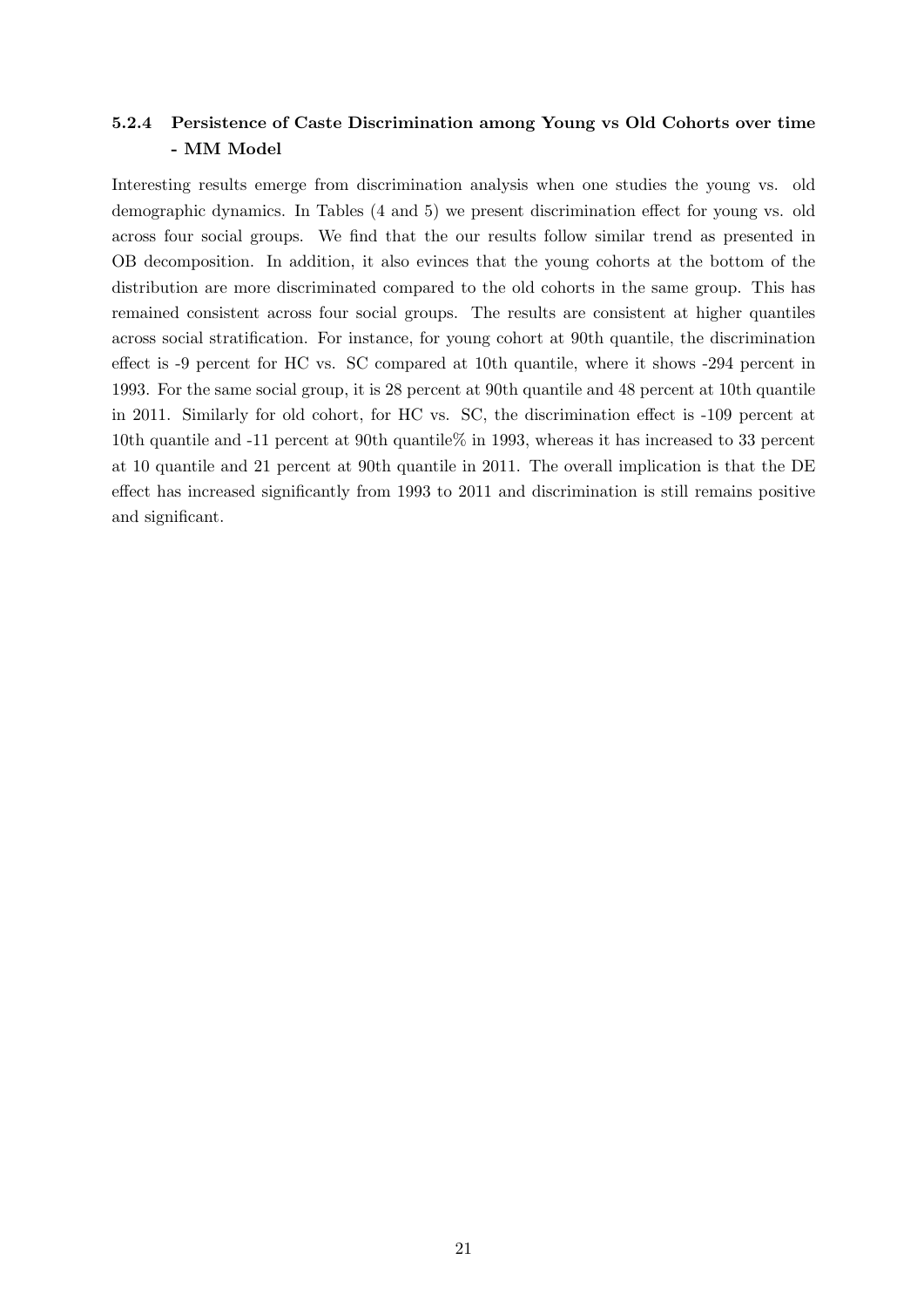#### 5.2.4 Persistence of Caste Discrimination among Young vs Old Cohorts over time - MM Model

Interesting results emerge from discrimination analysis when one studies the young vs. old demographic dynamics. In Tables (4 and 5) we present discrimination effect for young vs. old across four social groups. We find that the our results follow similar trend as presented in OB decomposition. In addition, it also evinces that the young cohorts at the bottom of the distribution are more discriminated compared to the old cohorts in the same group. This has remained consistent across four social groups. The results are consistent at higher quantiles across social stratification. For instance, for young cohort at 90th quantile, the discrimination effect is -9 percent for HC vs. SC compared at 10th quantile, where it shows -294 percent in 1993. For the same social group, it is 28 percent at 90th quantile and 48 percent at 10th quantile in 2011. Similarly for old cohort, for HC vs. SC, the discrimination effect is -109 percent at 10th quantile and -11 percent at 90th quantile% in 1993, whereas it has increased to 33 percent at 10 quantile and 21 percent at 90th quantile in 2011. The overall implication is that the DE effect has increased significantly from 1993 to 2011 and discrimination is still remains positive and significant.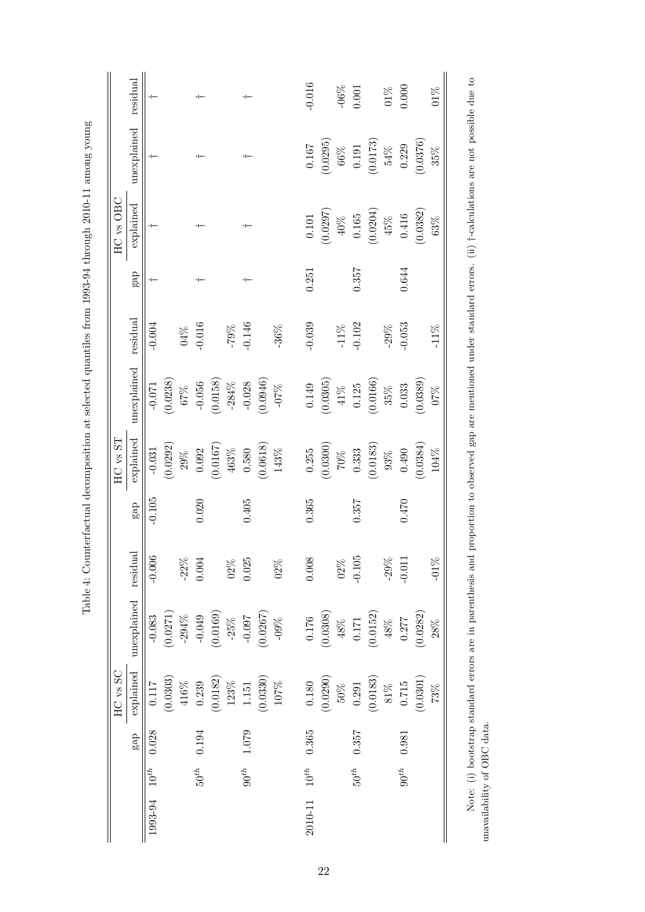Table 4: Counterfactual decomposition at selected quantiles from 1993-94 through 2010-11 among young

| | | HC vs SC | | | | HC vs ST | | | | HC vs OBC | | | |
|---|---|---|---|---|---|---|---|---|---|---|---|---|---|
| | | gap | explained | unexplained | residual | gap | explained | unexplained | residual | gap | explained | unexplained | residual |
| 1993-94 | $10^{th}$ | 0.028 | 0.117 | -0.083 | -0.006 | -0.105 | -0.031 | -0.071 | -0.004 | † | † | † | † |
| | | | (0.0303) | (0.0271) | | | (0.0292) | (0.0238) | | | | | |
| | | | 416% | -294% | -22% | | 29% | 67% | 04% | | | | |
| | $50^{th}$ | 0.194 | 0.239 | -0.049 | 0.004 | 0.020 | 0.092 | -0.056 | -0.016 | † | † | † | † |
| | | | (0.0182) | (0.0169) | | | (0.0167) | (0.0158) | | | | | |
| | | | 123% | -25% | 02% | | 463% | -284% | -79% | | | | |
| | $90^{th}$ | 1.079 | 1.151 | -0.097 | 0.025 | 0.405 | 0.580 | -0.028 | -0.146 | † | † | † | † |
| | | | (0.0330) | (0.0267) | | | (0.0618) | (0.0946) | | | | | |
| | | | 107% | -09% | 02% | | 143% | -07% | -36% | | | | |
| 2010-11 | $10^{th}$ | 0.365 | 0.180 | 0.176 | 0.008 | 0.365 | 0.255 | 0.149 | -0.039 | 0.251 | 0.101 | 0.167 | -0.016 |
| | | | (0.0290) | (0.0308) | | | (0.0300) | (0.0305) | | | (0.0297) | (0.0295) | |
| | | | 50% | 48% | 02% | | 70% | 41% | -11% | | 40% | 66% | -06% |
| | $50^{th}$ | 0.357 | 0.291 | 0.171 | -0.105 | 0.357 | 0.333 | 0.125 | -0.102 | 0.357 | 0.165 | 0.191 | 0.001 |
| | | | (0.0183) | (0.0152) | | | (0.0183) | (0.0166) | | | (0.0204) | (0.0173) | |
| | | | 81% | 48% | -29% | | 93% | 35% | -29% | | 45% | 54% | 01% |
| | $90^{th}$ | 0.981 | 0.715 | 0.277 | -0.011 | 0.470 | 0.490 | 0.033 | -0.053 | 0.644 | 0.416 | 0.229 | 0.000 |
| | | | (0.0301) | (0.0282) | | | (0.0384) | (0.0389) | | | (0.0382) | (0.0376) | |
| | | | 73% | 28% | -01% | | 104% | 07% | -11% | | 63% | 35% | 01% |

Note: (i) bootstrap standard errors are in parenthesis and proportion to observed gap are mentioned under standard errors. (ii) †-calculations are not possible due to unavailability of OBC data.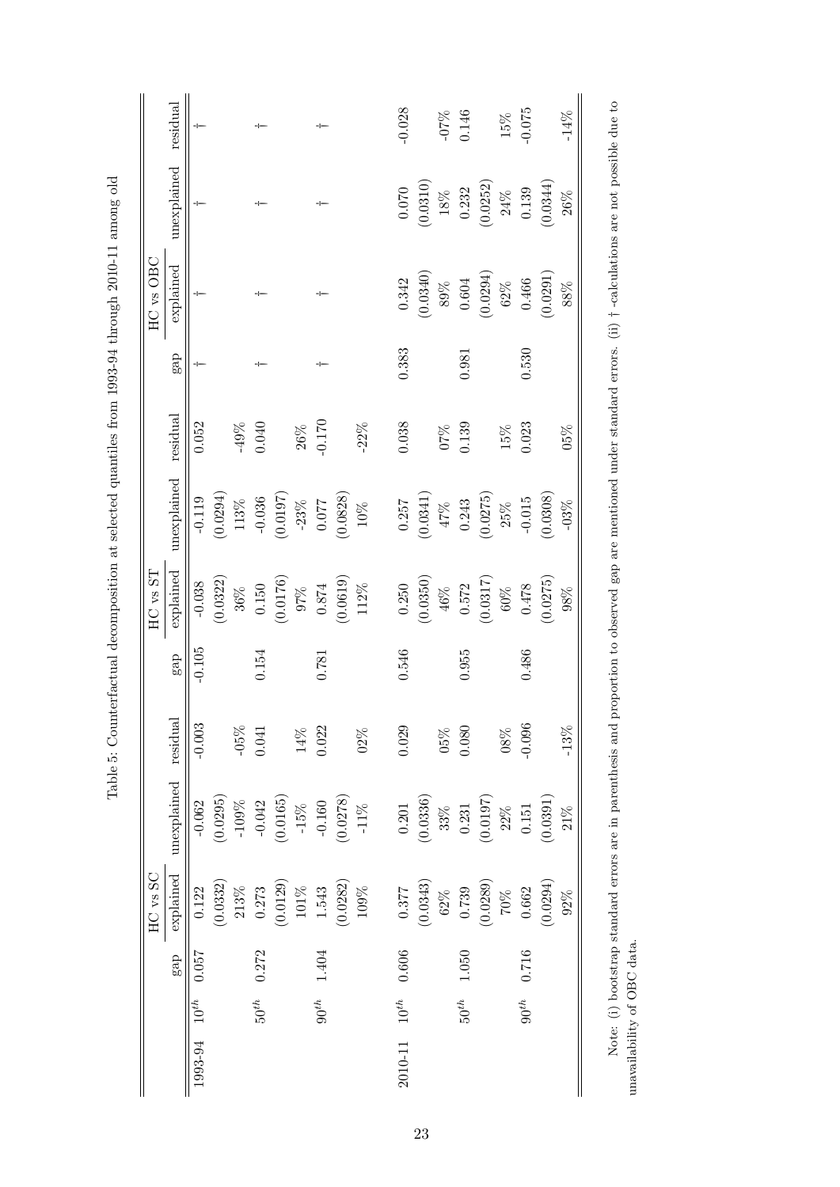Table 5: Counterfactual decomposition at selected quantiles from 1993-94 through 2010-11 among old

| | | HC vs SC | | | | HC vs ST | | | | HC vs OBC | | | |
|---|---|---|---|---|---|---|---|---|---|---|---|---|---|
| | | gap | explained | unexplained | residual | gap | explained | unexplained | residual | gap | explained | unexplained | residual |
| 1993-94 | $10^{th}$ | 0.057 | 0.122 | -0.062 | -0.003 | -0.105 | -0.038 | -0.119 | 0.052 | † | † | † | † |
| | | | (0.0332) | (0.0295) | | | (0.0322) | (0.0294) | | | | | |
| | | | 213% | -109% | -05% | | 36% | 113% | -49% | | | | |
| | $50^{th}$ | 0.272 | 0.273 | -0.042 | 0.041 | 0.154 | 0.150 | -0.036 | 0.040 | † | † | † | † |
| | | | (0.0129) | (0.0165) | | | (0.0176) | (0.0197) | | | | | |
| | | | 101% | -15% | 14% | | 97% | -23% | 26% | | | | |
| | $90^{th}$ | 1.404 | 1.543 | -0.160 | 0.022 | 0.781 | 0.874 | 0.077 | -0.170 | † | † | † | † |
| | | | (0.0282) | (0.0278) | | | (0.0619) | (0.0828) | | | | | |
| | | | 109% | -11% | 02% | | 112% | 10% | -22% | | | | |
| 2010-11 | $10^{th}$ | 0.606 | 0.377 | 0.201 | 0.029 | 0.546 | 0.250 | 0.257 | 0.038 | 0.383 | 0.342 | 0.070 | -0.028 |
| | | | (0.0343) | (0.0336) | | | (0.0350) | (0.0341) | | | (0.0340) | (0.0310) | |
| | | | 62% | 33% | 05% | | 46% | 47% | 07% | | 89% | 18% | -07% |
| | $50^{th}$ | 1.050 | 0.739 | 0.231 | 0.080 | 0.955 | 0.572 | 0.243 | 0.139 | 0.981 | 0.604 | 0.232 | 0.146 |
| | | | (0.0289) | (0.0197) | | | (0.0317) | (0.0275) | | | (0.0294) | (0.0252) | |
| | | | 70% | 22% | 08% | | 60% | 25% | 15% | | 62% | 24% | 15% |
| | $90^{th}$ | 0.716 | 0.662 | 0.151 | -0.096 | 0.486 | 0.478 | -0.015 | 0.023 | 0.530 | 0.466 | 0.139 | -0.075 |
| | | | (0.0294) | (0.0391) | | | (0.0275) | (0.0308) | | | (0.0291) | (0.0344) | |
| | | | 92% | 21% | -13% | | 98% | -03% | 05% | | 88% | 26% | -14% |

Note: (i) bootstrap standard errors are in parenthesis and proportion to observed gap are mentioned under standard errors. (ii) † -calculations are not possible due to unavailability of OBC data.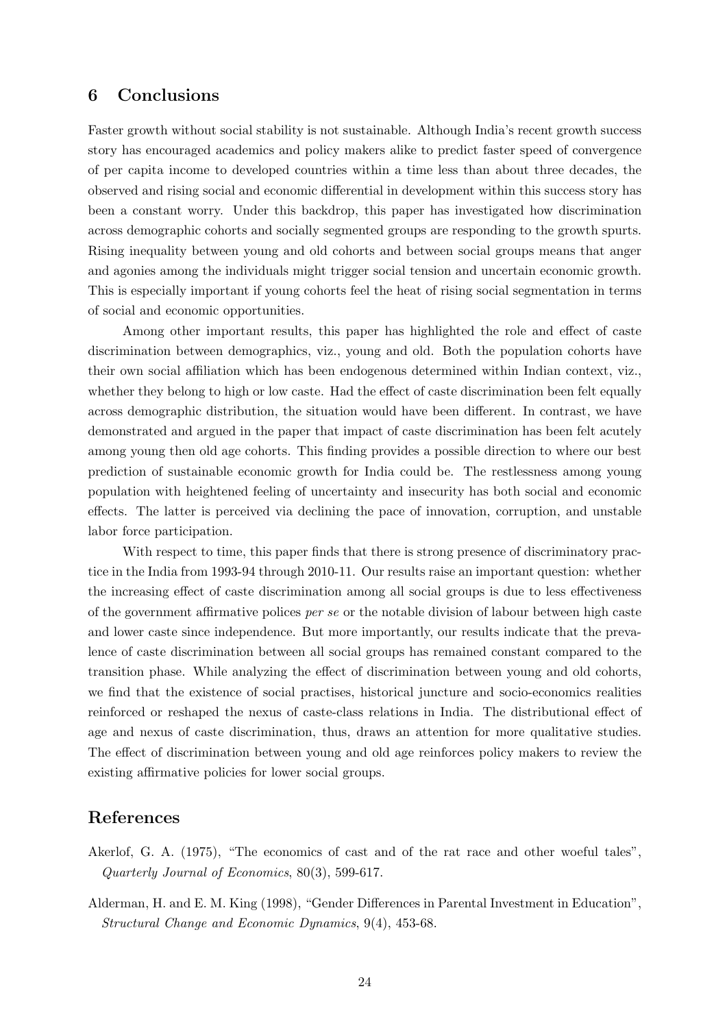## 6 Conclusions

Faster growth without social stability is not sustainable. Although India's recent growth success story has encouraged academics and policy makers alike to predict faster speed of convergence of per capita income to developed countries within a time less than about three decades, the observed and rising social and economic differential in development within this success story has been a constant worry. Under this backdrop, this paper has investigated how discrimination across demographic cohorts and socially segmented groups are responding to the growth spurts. Rising inequality between young and old cohorts and between social groups means that anger and agonies among the individuals might trigger social tension and uncertain economic growth. This is especially important if young cohorts feel the heat of rising social segmentation in terms of social and economic opportunities.

Among other important results, this paper has highlighted the role and effect of caste discrimination between demographics, viz., young and old. Both the population cohorts have their own social affiliation which has been endogenous determined within Indian context, viz., whether they belong to high or low caste. Had the effect of caste discrimination been felt equally across demographic distribution, the situation would have been different. In contrast, we have demonstrated and argued in the paper that impact of caste discrimination has been felt acutely among young then old age cohorts. This finding provides a possible direction to where our best prediction of sustainable economic growth for India could be. The restlessness among young population with heightened feeling of uncertainty and insecurity has both social and economic effects. The latter is perceived via declining the pace of innovation, corruption, and unstable labor force participation.

With respect to time, this paper finds that there is strong presence of discriminatory practice in the India from 1993-94 through 2010-11. Our results raise an important question: whether the increasing effect of caste discrimination among all social groups is due to less effectiveness of the government affirmative polices *per se* or the notable division of labour between high caste and lower caste since independence. But more importantly, our results indicate that the prevalence of caste discrimination between all social groups has remained constant compared to the transition phase. While analyzing the effect of discrimination between young and old cohorts, we find that the existence of social practises, historical juncture and socio-economics realities reinforced or reshaped the nexus of caste-class relations in India. The distributional effect of age and nexus of caste discrimination, thus, draws an attention for more qualitative studies. The effect of discrimination between young and old age reinforces policy makers to review the existing affirmative policies for lower social groups.

## References

Akerlof, G. A. (1975), "The economics of cast and of the rat race and other woeful tales", *Quarterly Journal of Economics*, 80(3), 599-617.

Alderman, H. and E. M. King (1998), "Gender Differences in Parental Investment in Education", *Structural Change and Economic Dynamics*, 9(4), 453-68.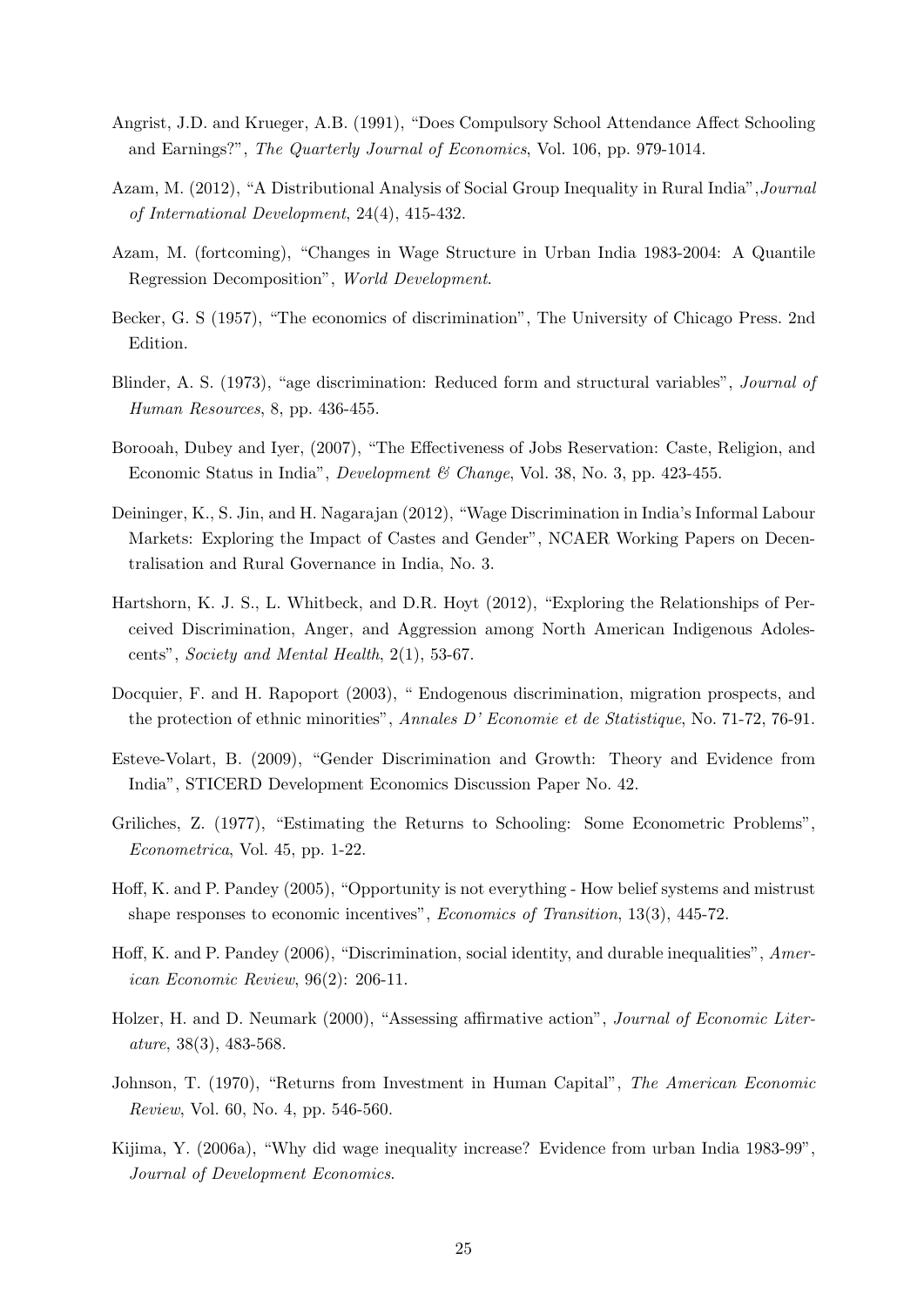Angrist, J.D. and Krueger, A.B. (1991), "Does Compulsory School Attendance Affect Schooling and Earnings?", *The Quarterly Journal of Economics*, Vol. 106, pp. 979-1014.

Azam, M. (2012), "A Distributional Analysis of Social Group Inequality in Rural India",*Journal of International Development*, 24(4), 415-432.

Azam, M. (fortcoming), "Changes in Wage Structure in Urban India 1983-2004: A Quantile Regression Decomposition", *World Development*.

Becker, G. S (1957), "The economics of discrimination", The University of Chicago Press. 2nd Edition.

Blinder, A. S. (1973), "age discrimination: Reduced form and structural variables", *Journal of Human Resources*, 8, pp. 436-455.

Borooah, Dubey and Iyer, (2007), "The Effectiveness of Jobs Reservation: Caste, Religion, and Economic Status in India", *Development & Change*, Vol. 38, No. 3, pp. 423-455.

Deininger, K., S. Jin, and H. Nagarajan (2012), "Wage Discrimination in India's Informal Labour Markets: Exploring the Impact of Castes and Gender", NCAER Working Papers on Decentralisation and Rural Governance in India, No. 3.

Hartshorn, K. J. S., L. Whitbeck, and D.R. Hoyt (2012), "Exploring the Relationships of Perceived Discrimination, Anger, and Aggression among North American Indigenous Adolescents", *Society and Mental Health*, 2(1), 53-67.

Docquier, F. and H. Rapoport (2003), " Endogenous discrimination, migration prospects, and the protection of ethnic minorities", *Annales D' Economie et de Statistique*, No. 71-72, 76-91.

Esteve-Volart, B. (2009), "Gender Discrimination and Growth: Theory and Evidence from India", STICERD Development Economics Discussion Paper No. 42.

Griliches, Z. (1977), "Estimating the Returns to Schooling: Some Econometric Problems", *Econometrica*, Vol. 45, pp. 1-22.

Hoff, K. and P. Pandey (2005), "Opportunity is not everything - How belief systems and mistrust shape responses to economic incentives", *Economics of Transition*, 13(3), 445-72.

Hoff, K. and P. Pandey (2006), "Discrimination, social identity, and durable inequalities", *American Economic Review*, 96(2): 206-11.

Holzer, H. and D. Neumark (2000), "Assessing affirmative action", *Journal of Economic Literature*, 38(3), 483-568.

Johnson, T. (1970), "Returns from Investment in Human Capital", *The American Economic Review*, Vol. 60, No. 4, pp. 546-560.

Kijima, Y. (2006a), "Why did wage inequality increase? Evidence from urban India 1983-99", *Journal of Development Economics*.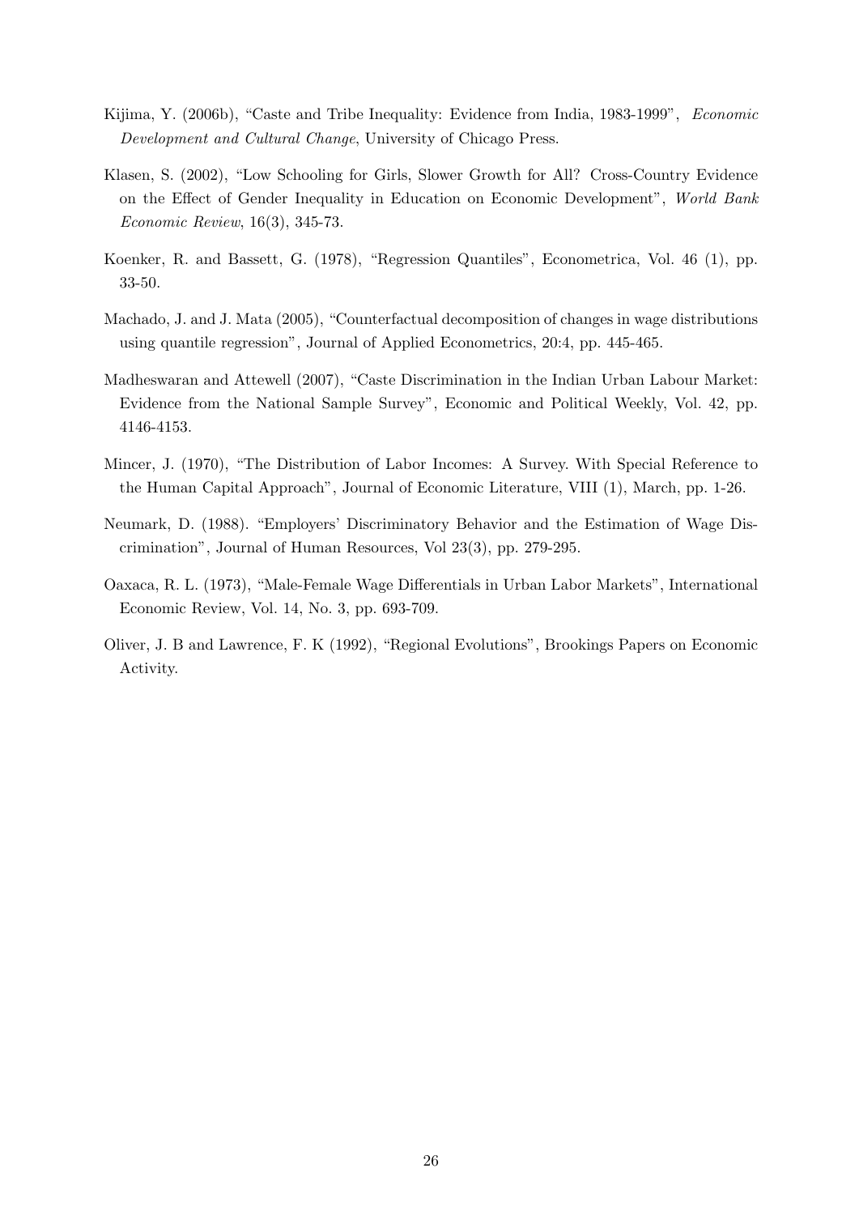Kijima, Y. (2006b), "Caste and Tribe Inequality: Evidence from India, 1983-1999", *Economic Development and Cultural Change*, University of Chicago Press.

Klasen, S. (2002), "Low Schooling for Girls, Slower Growth for All? Cross-Country Evidence on the Effect of Gender Inequality in Education on Economic Development", *World Bank Economic Review*, 16(3), 345-73.

Koenker, R. and Bassett, G. (1978), "Regression Quantiles", Econometrica, Vol. 46 (1), pp. 33-50.

Machado, J. and J. Mata (2005), "Counterfactual decomposition of changes in wage distributions using quantile regression", Journal of Applied Econometrics, 20:4, pp. 445-465.

Madheswaran and Attewell (2007), "Caste Discrimination in the Indian Urban Labour Market: Evidence from the National Sample Survey", Economic and Political Weekly, Vol. 42, pp. 4146-4153.

Mincer, J. (1970), "The Distribution of Labor Incomes: A Survey. With Special Reference to the Human Capital Approach", Journal of Economic Literature, VIII (1), March, pp. 1-26.

Neumark, D. (1988). "Employers' Discriminatory Behavior and the Estimation of Wage Discrimination", Journal of Human Resources, Vol 23(3), pp. 279-295.

Oaxaca, R. L. (1973), "Male-Female Wage Differentials in Urban Labor Markets", International Economic Review, Vol. 14, No. 3, pp. 693-709.

Oliver, J. B and Lawrence, F. K (1992), "Regional Evolutions", Brookings Papers on Economic Activity.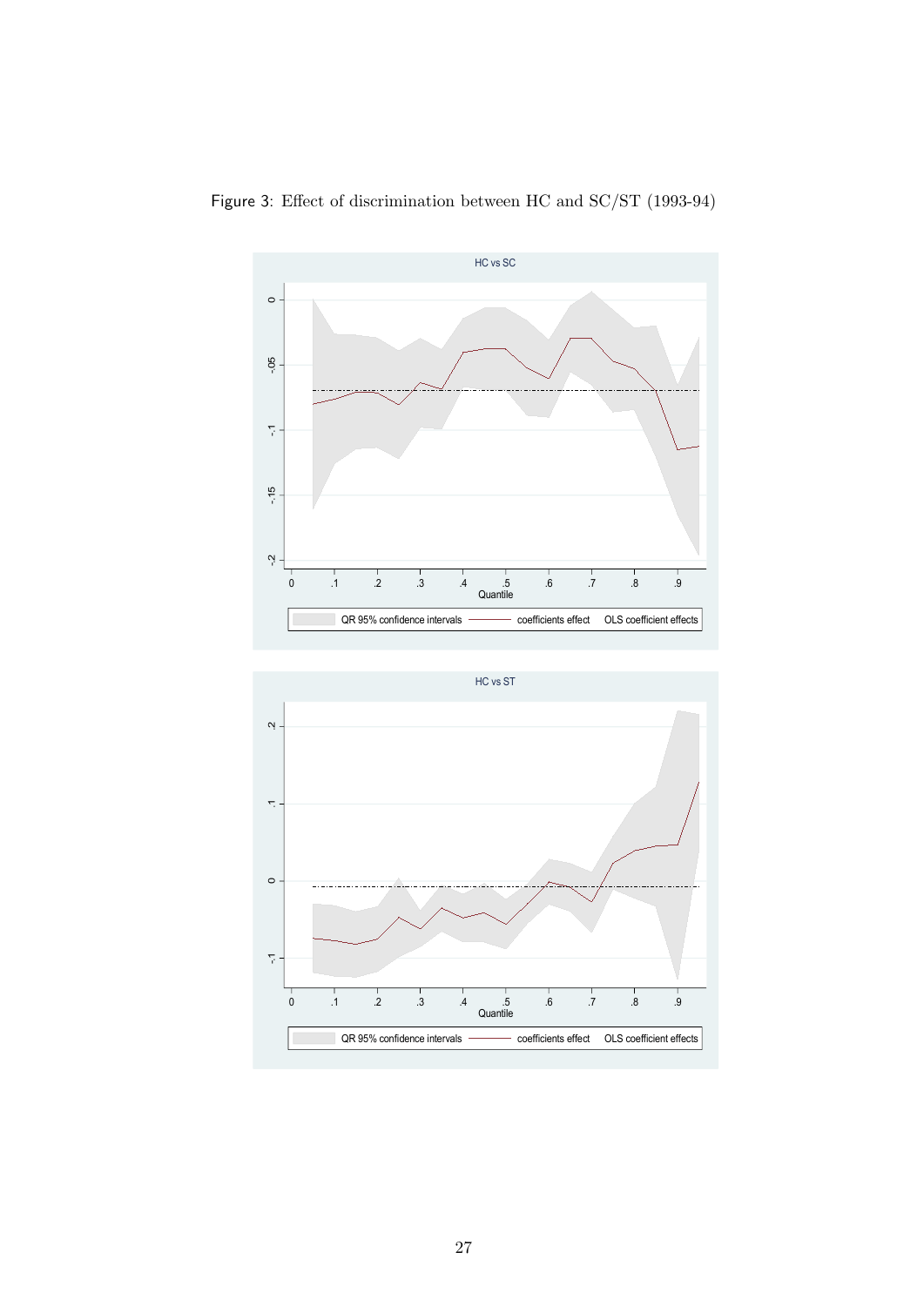Figure 3: Effect of discrimination between HC and SC/ST (1993-94)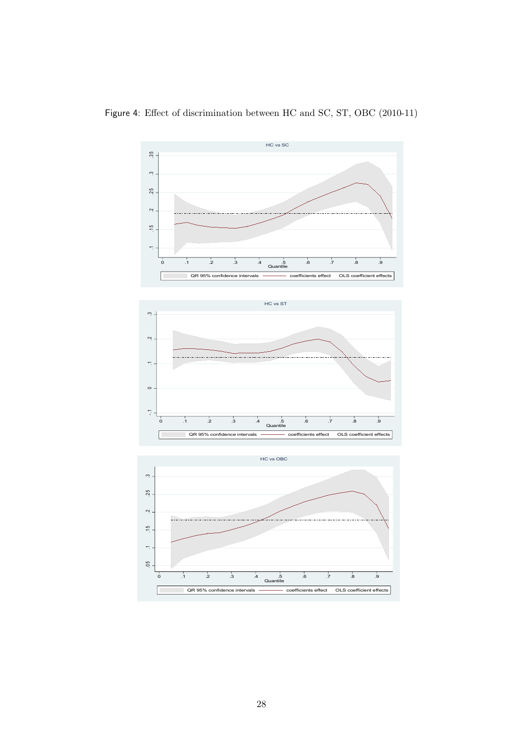Figure 4: Effect of discrimination between HC and SC, ST, OBC (2010-11)

HC vs SC

.35
.3
.25
.2
.15
.1

0 .1 .2 .3 .4 .5 .6 .7 .8 .9
Quantile

QR 95% confidence intervals — coefficients effect — OLS coefficient effects

HC vs ST

.3
.2
.1
0
-.1

0 .1 .2 .3 .4 .5 .6 .7 .8 .9
Quantile

QR 95% confidence intervals — coefficients effect — OLS coefficient effects

HC vs OBC

.3
.25
.2
.15
.1
.05

0 .1 .2 .3 .4 .5 .6 .7 .8 .9
Quantile

QR 95% confidence intervals — coefficients effect — OLS coefficient effects